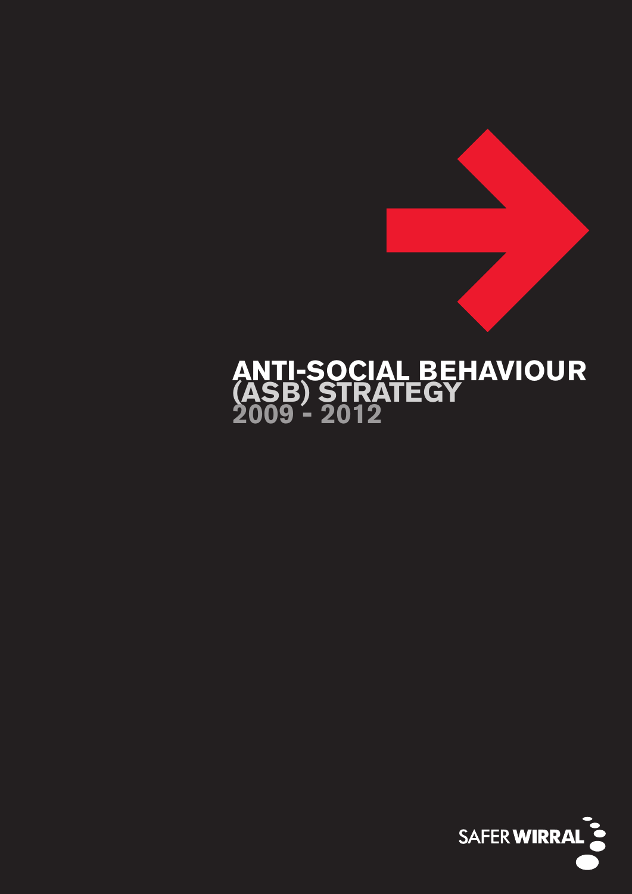# ANTI-SOCIAL BEHAVIOUR (ASB) STRATEGY 2009 - 2012

SAFER WIRRAL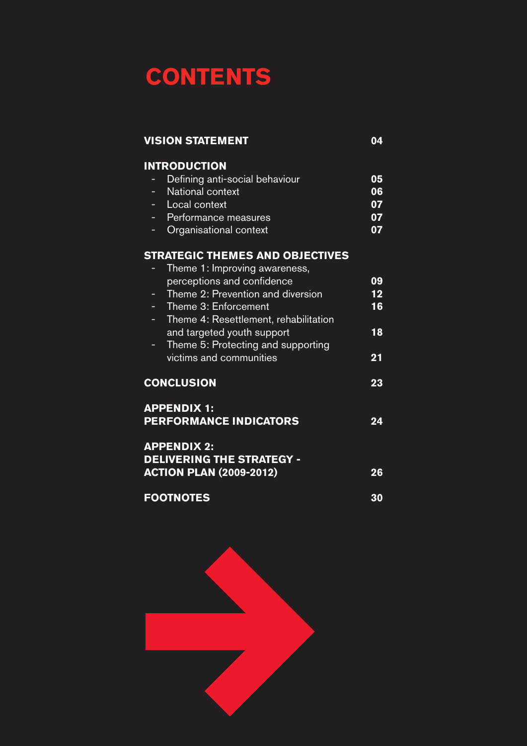# CONTENTS

| | |
|---|---|
| **VISION STATEMENT** | **04** |
| **INTRODUCTION** | |
| - Defining anti-social behaviour | **05** |
| - National context | **06** |
| - Local context | **07** |
| - Performance measures | **07** |
| - Organisational context | **07** |
| **STRATEGIC THEMES AND OBJECTIVES** | |
| - Theme 1: Improving awareness, perceptions and confidence | **09** |
| - Theme 2: Prevention and diversion | **12** |
| - Theme 3: Enforcement | **16** |
| - Theme 4: Resettlement, rehabilitation and targeted youth support | **18** |
| - Theme 5: Protecting and supporting victims and communities | **21** |
| **CONCLUSION** | **23** |
| **APPENDIX 1: PERFORMANCE INDICATORS** | **24** |
| **APPENDIX 2: DELIVERING THE STRATEGY - ACTION PLAN (2009-2012)** | **26** |
| **FOOTNOTES** | **30** |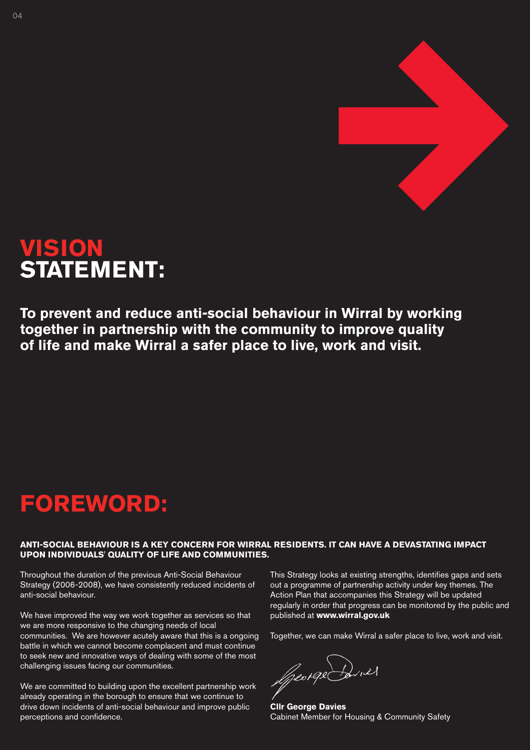# VISION STATEMENT:

**To prevent and reduce anti-social behaviour in Wirral by working together in partnership with the community to improve quality of life and make Wirral a safer place to live, work and visit.**

# FOREWORD:

**ANTI-SOCIAL BEHAVIOUR IS A KEY CONCERN FOR WIRRAL RESIDENTS. IT CAN HAVE A DEVASTATING IMPACT UPON INDIVIDUALS' QUALITY OF LIFE AND COMMUNITIES.**

Throughout the duration of the previous Anti-Social Behaviour Strategy (2006-2008), we have consistently reduced incidents of anti-social behaviour.

We have improved the way we work together as services so that we are more responsive to the changing needs of local communities. We are however acutely aware that this is a ongoing battle in which we cannot become complacent and must continue to seek new and innovative ways of dealing with some of the most challenging issues facing our communities.

We are committed to building upon the excellent partnership work already operating in the borough to ensure that we continue to drive down incidents of anti-social behaviour and improve public perceptions and confidence.

This Strategy looks at existing strengths, identifies gaps and sets out a programme of partnership activity under key themes. The Action Plan that accompanies this Strategy will be updated regularly in order that progress can be monitored by the public and published at **www.wirral.gov.uk**

Together, we can make Wirral a safer place to live, work and visit.

**Cllr George Davies**
Cabinet Member for Housing & Community Safety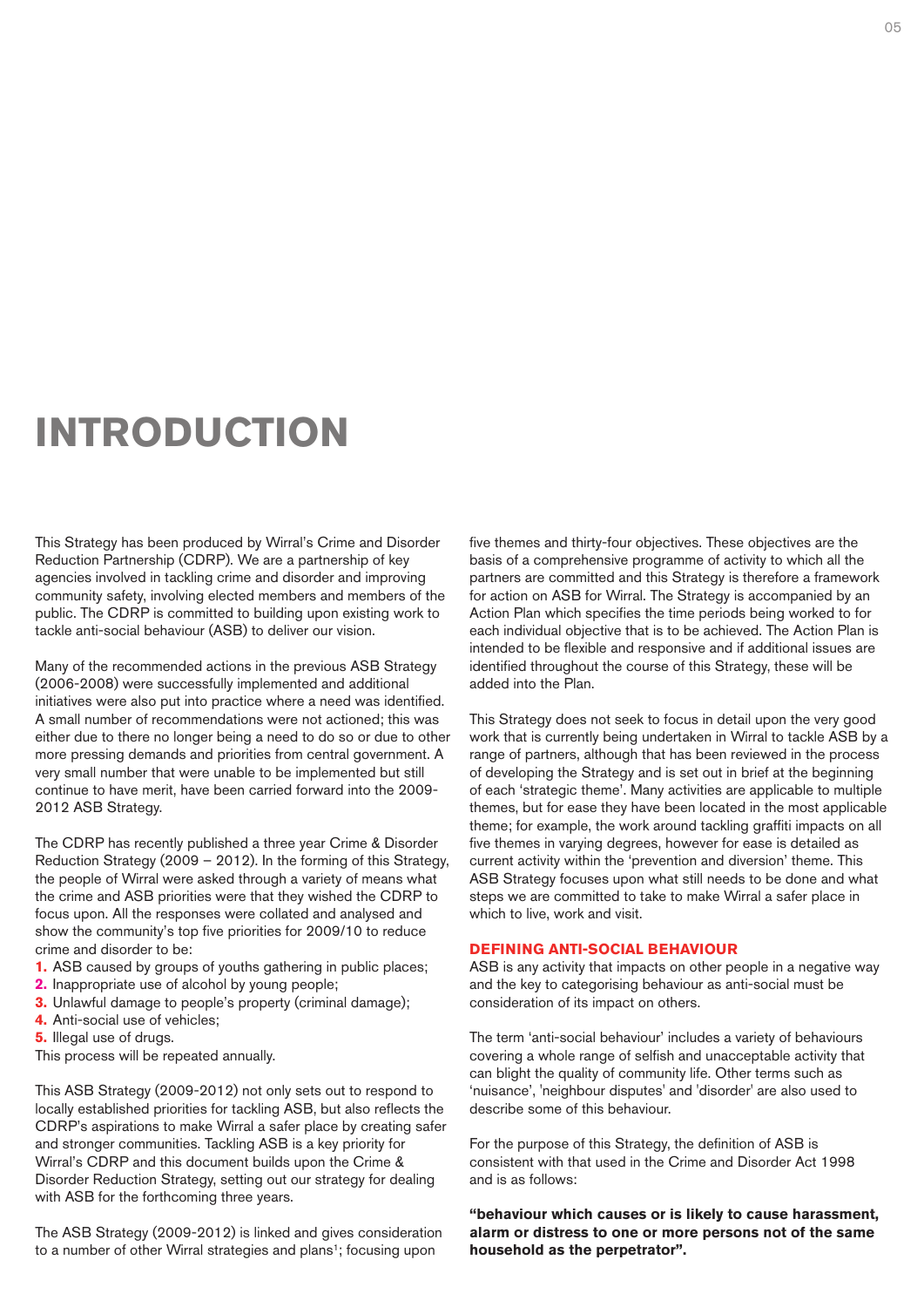# INTRODUCTION

This Strategy has been produced by Wirral's Crime and Disorder Reduction Partnership (CDRP). We are a partnership of key agencies involved in tackling crime and disorder and improving community safety, involving elected members and members of the public. The CDRP is committed to building upon existing work to tackle anti-social behaviour (ASB) to deliver our vision.

Many of the recommended actions in the previous ASB Strategy (2006-2008) were successfully implemented and additional initiatives were also put into practice where a need was identified. A small number of recommendations were not actioned; this was either due to there no longer being a need to do so or due to other more pressing demands and priorities from central government. A very small number that were unable to be implemented but still continue to have merit, have been carried forward into the 2009-2012 ASB Strategy.

The CDRP has recently published a three year Crime & Disorder Reduction Strategy (2009 – 2012). In the forming of this Strategy, the people of Wirral were asked through a variety of means what the crime and ASB priorities were that they wished the CDRP to focus upon. All the responses were collated and analysed and show the community's top five priorities for 2009/10 to reduce crime and disorder to be:

1. ASB caused by groups of youths gathering in public places;
2. Inappropriate use of alcohol by young people;
3. Unlawful damage to people's property (criminal damage);
4. Anti-social use of vehicles;
5. Illegal use of drugs.

This process will be repeated annually.

This ASB Strategy (2009-2012) not only sets out to respond to locally established priorities for tackling ASB, but also reflects the CDRP's aspirations to make Wirral a safer place by creating safer and stronger communities. Tackling ASB is a key priority for Wirral's CDRP and this document builds upon the Crime & Disorder Reduction Strategy, setting out our strategy for dealing with ASB for the forthcoming three years.

The ASB Strategy (2009-2012) is linked and gives consideration to a number of other Wirral strategies and plans[1]; focusing upon five themes and thirty-four objectives. These objectives are the basis of a comprehensive programme of activity to which all the partners are committed and this Strategy is therefore a framework for action on ASB for Wirral. The Strategy is accompanied by an Action Plan which specifies the time periods being worked to for each individual objective that is to be achieved. The Action Plan is intended to be flexible and responsive and if additional issues are identified throughout the course of this Strategy, these will be added into the Plan.

This Strategy does not seek to focus in detail upon the very good work that is currently being undertaken in Wirral to tackle ASB by a range of partners, although that has been reviewed in the process of developing the Strategy and is set out in brief at the beginning of each 'strategic theme'. Many activities are applicable to multiple themes, but for ease they have been located in the most applicable theme; for example, the work around tackling graffiti impacts on all five themes in varying degrees, however for ease is detailed as current activity within the 'prevention and diversion' theme. This ASB Strategy focuses upon what still needs to be done and what steps we are committed to take to make Wirral a safer place in which to live, work and visit.

## DEFINING ANTI-SOCIAL BEHAVIOUR

ASB is any activity that impacts on other people in a negative way and the key to categorising behaviour as anti-social must be consideration of its impact on others.

The term 'anti-social behaviour' includes a variety of behaviours covering a whole range of selfish and unacceptable activity that can blight the quality of community life. Other terms such as 'nuisance', 'neighbour disputes' and 'disorder' are also used to describe some of this behaviour.

For the purpose of this Strategy, the definition of ASB is consistent with that used in the Crime and Disorder Act 1998 and is as follows:

**"behaviour which causes or is likely to cause harassment, alarm or distress to one or more persons not of the same household as the perpetrator".**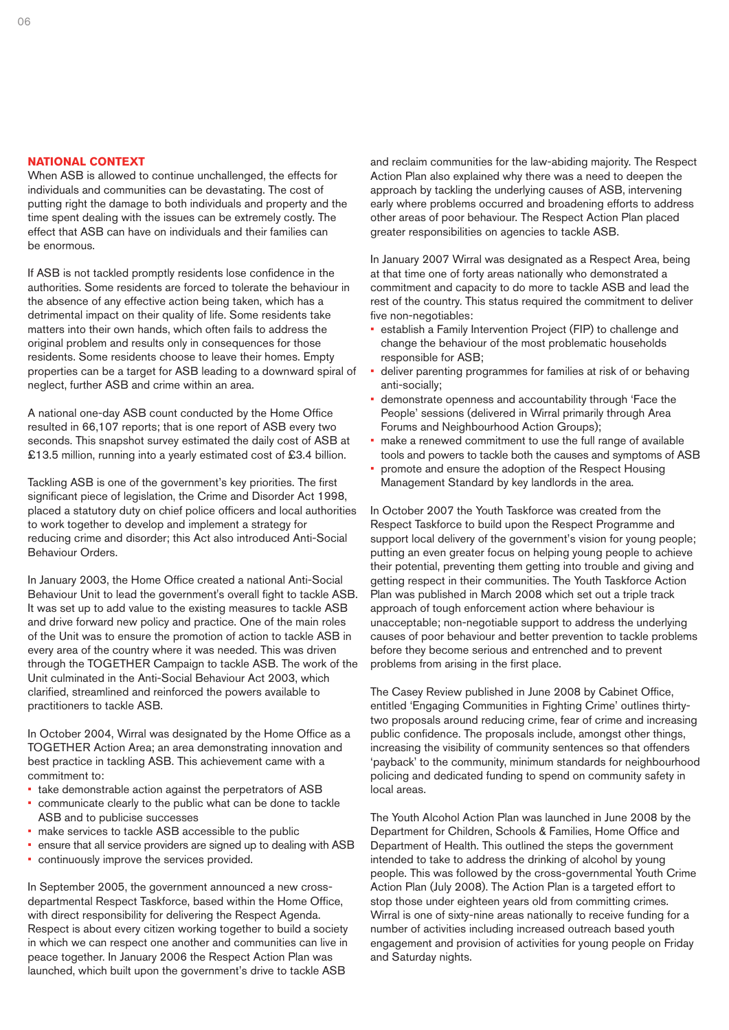## NATIONAL CONTEXT

When ASB is allowed to continue unchallenged, the effects for individuals and communities can be devastating. The cost of putting right the damage to both individuals and property and the time spent dealing with the issues can be extremely costly. The effect that ASB can have on individuals and their families can be enormous.

If ASB is not tackled promptly residents lose confidence in the authorities. Some residents are forced to tolerate the behaviour in the absence of any effective action being taken, which has a detrimental impact on their quality of life. Some residents take matters into their own hands, which often fails to address the original problem and results only in consequences for those residents. Some residents choose to leave their homes. Empty properties can be a target for ASB leading to a downward spiral of neglect, further ASB and crime within an area.

A national one-day ASB count conducted by the Home Office resulted in 66,107 reports; that is one report of ASB every two seconds. This snapshot survey estimated the daily cost of ASB at £13.5 million, running into a yearly estimated cost of £3.4 billion.

Tackling ASB is one of the government's key priorities. The first significant piece of legislation, the Crime and Disorder Act 1998, placed a statutory duty on chief police officers and local authorities to work together to develop and implement a strategy for reducing crime and disorder; this Act also introduced Anti-Social Behaviour Orders.

In January 2003, the Home Office created a national Anti-Social Behaviour Unit to lead the government's overall fight to tackle ASB. It was set up to add value to the existing measures to tackle ASB and drive forward new policy and practice. One of the main roles of the Unit was to ensure the promotion of action to tackle ASB in every area of the country where it was needed. This was driven through the TOGETHER Campaign to tackle ASB. The work of the Unit culminated in the Anti-Social Behaviour Act 2003, which clarified, streamlined and reinforced the powers available to practitioners to tackle ASB.

In October 2004, Wirral was designated by the Home Office as a TOGETHER Action Area; an area demonstrating innovation and best practice in tackling ASB. This achievement came with a commitment to:

- take demonstrable action against the perpetrators of ASB
- communicate clearly to the public what can be done to tackle ASB and to publicise successes
- make services to tackle ASB accessible to the public
- ensure that all service providers are signed up to dealing with ASB
- continuously improve the services provided.

In September 2005, the government announced a new cross-departmental Respect Taskforce, based within the Home Office, with direct responsibility for delivering the Respect Agenda. Respect is about every citizen working together to build a society in which we can respect one another and communities can live in peace together. In January 2006 the Respect Action Plan was launched, which built upon the government's drive to tackle ASB and reclaim communities for the law-abiding majority. The Respect Action Plan also explained why there was a need to deepen the approach by tackling the underlying causes of ASB, intervening early where problems occurred and broadening efforts to address other areas of poor behaviour. The Respect Action Plan placed greater responsibilities on agencies to tackle ASB.

In January 2007 Wirral was designated as a Respect Area, being at that time one of forty areas nationally who demonstrated a commitment and capacity to do more to tackle ASB and lead the rest of the country. This status required the commitment to deliver five non-negotiables:

- establish a Family Intervention Project (FIP) to challenge and change the behaviour of the most problematic households responsible for ASB;
- deliver parenting programmes for families at risk of or behaving anti-socially;
- demonstrate openness and accountability through 'Face the People' sessions (delivered in Wirral primarily through Area Forums and Neighbourhood Action Groups);
- make a renewed commitment to use the full range of available tools and powers to tackle both the causes and symptoms of ASB
- promote and ensure the adoption of the Respect Housing Management Standard by key landlords in the area.

In October 2007 the Youth Taskforce was created from the Respect Taskforce to build upon the Respect Programme and support local delivery of the government's vision for young people; putting an even greater focus on helping young people to achieve their potential, preventing them getting into trouble and giving and getting respect in their communities. The Youth Taskforce Action Plan was published in March 2008 which set out a triple track approach of tough enforcement action where behaviour is unacceptable; non-negotiable support to address the underlying causes of poor behaviour and better prevention to tackle problems before they become serious and entrenched and to prevent problems from arising in the first place.

The Casey Review published in June 2008 by Cabinet Office, entitled 'Engaging Communities in Fighting Crime' outlines thirty-two proposals around reducing crime, fear of crime and increasing public confidence. The proposals include, amongst other things, increasing the visibility of community sentences so that offenders 'payback' to the community, minimum standards for neighbourhood policing and dedicated funding to spend on community safety in local areas.

The Youth Alcohol Action Plan was launched in June 2008 by the Department for Children, Schools & Families, Home Office and Department of Health. This outlined the steps the government intended to take to address the drinking of alcohol by young people. This was followed by the cross-governmental Youth Crime Action Plan (July 2008). The Action Plan is a targeted effort to stop those under eighteen years old from committing crimes. Wirral is one of sixty-nine areas nationally to receive funding for a number of activities including increased outreach based youth engagement and provision of activities for young people on Friday and Saturday nights.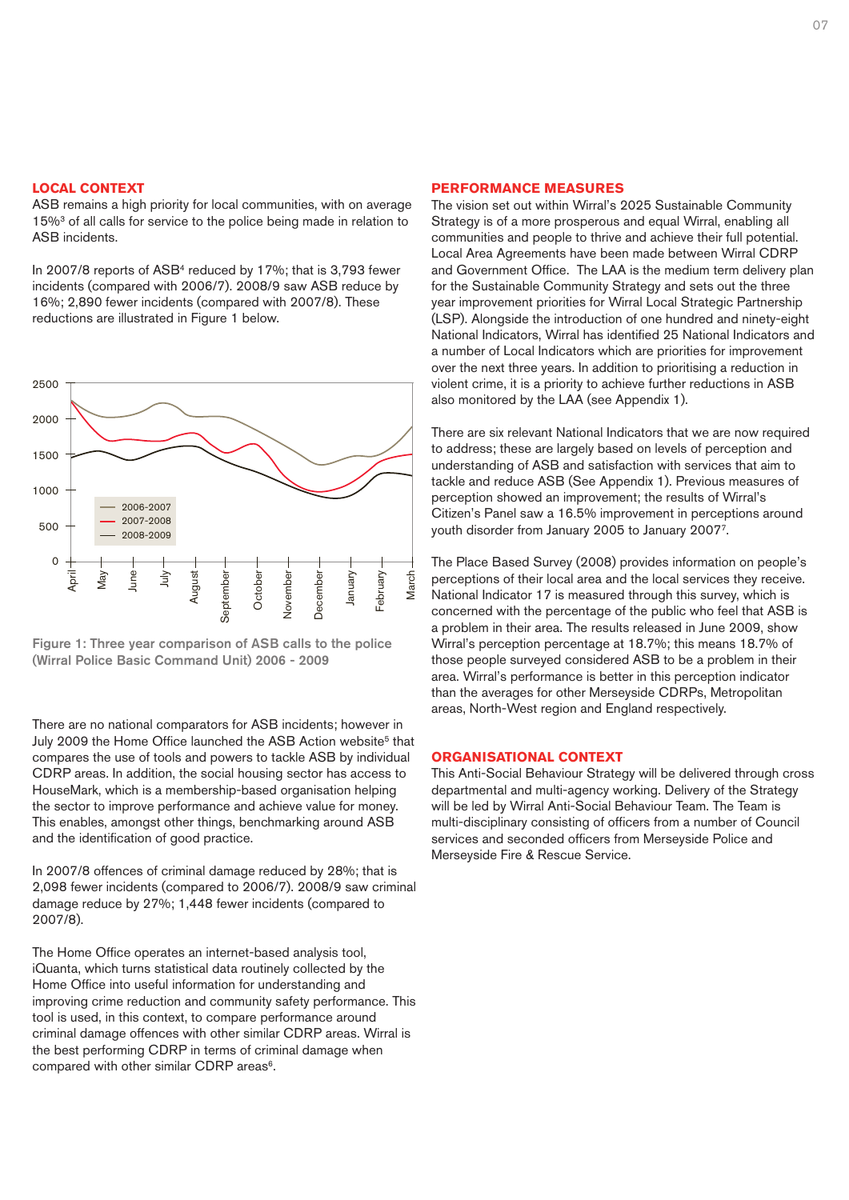## LOCAL CONTEXT

ASB remains a high priority for local communities, with on average 15%[3] of all calls for service to the police being made in relation to ASB incidents.

In 2007/8 reports of ASB[4] reduced by 17%; that is 3,793 fewer incidents (compared with 2006/7). 2008/9 saw ASB reduce by 16%; 2,890 fewer incidents (compared with 2007/8). These reductions are illustrated in Figure 1 below.

2500
2000
1500
1000
500
0

April
May
June
July
August
September
October
November
December
January
February
March

2006-2007
2007-2008
2008-2009

Figure 1: Three year comparison of ASB calls to the police (Wirral Police Basic Command Unit) 2006 - 2009

There are no national comparators for ASB incidents; however in July 2009 the Home Office launched the ASB Action website[5] that compares the use of tools and powers to tackle ASB by individual CDRP areas. In addition, the social housing sector has access to HouseMark, which is a membership-based organisation helping the sector to improve performance and achieve value for money. This enables, amongst other things, benchmarking around ASB and the identification of good practice.

In 2007/8 offences of criminal damage reduced by 28%; that is 2,098 fewer incidents (compared to 2006/7). 2008/9 saw criminal damage reduce by 27%; 1,448 fewer incidents (compared to 2007/8).

The Home Office operates an internet-based analysis tool, iQuanta, which turns statistical data routinely collected by the Home Office into useful information for understanding and improving crime reduction and community safety performance. This tool is used, in this context, to compare performance around criminal damage offences with other similar CDRP areas. Wirral is the best performing CDRP in terms of criminal damage when compared with other similar CDRP areas[6].

## PERFORMANCE MEASURES

The vision set out within Wirral's 2025 Sustainable Community Strategy is of a more prosperous and equal Wirral, enabling all communities and people to thrive and achieve their full potential. Local Area Agreements have been made between Wirral CDRP and Government Office. The LAA is the medium term delivery plan for the Sustainable Community Strategy and sets out the three year improvement priorities for Wirral Local Strategic Partnership (LSP). Alongside the introduction of one hundred and ninety-eight National Indicators, Wirral has identified 25 National Indicators and a number of Local Indicators which are priorities for improvement over the next three years. In addition to prioritising a reduction in violent crime, it is a priority to achieve further reductions in ASB also monitored by the LAA (see Appendix 1).

There are six relevant National Indicators that we are now required to address; these are largely based on levels of perception and understanding of ASB and satisfaction with services that aim to tackle and reduce ASB (See Appendix 1). Previous measures of perception showed an improvement; the results of Wirral's Citizen's Panel saw a 16.5% improvement in perceptions around youth disorder from January 2005 to January 2007[7].

The Place Based Survey (2008) provides information on people's perceptions of their local area and the local services they receive. National Indicator 17 is measured through this survey, which is concerned with the percentage of the public who feel that ASB is a problem in their area. The results released in June 2009, show Wirral's perception percentage at 18.7%; this means 18.7% of those people surveyed considered ASB to be a problem in their area. Wirral's performance is better in this perception indicator than the averages for other Merseyside CDRPs, Metropolitan areas, North-West region and England respectively.

## ORGANISATIONAL CONTEXT

This Anti-Social Behaviour Strategy will be delivered through cross departmental and multi-agency working. Delivery of the Strategy will be led by Wirral Anti-Social Behaviour Team. The Team is multi-disciplinary consisting of officers from a number of Council services and seconded officers from Merseyside Police and Merseyside Fire & Rescue Service.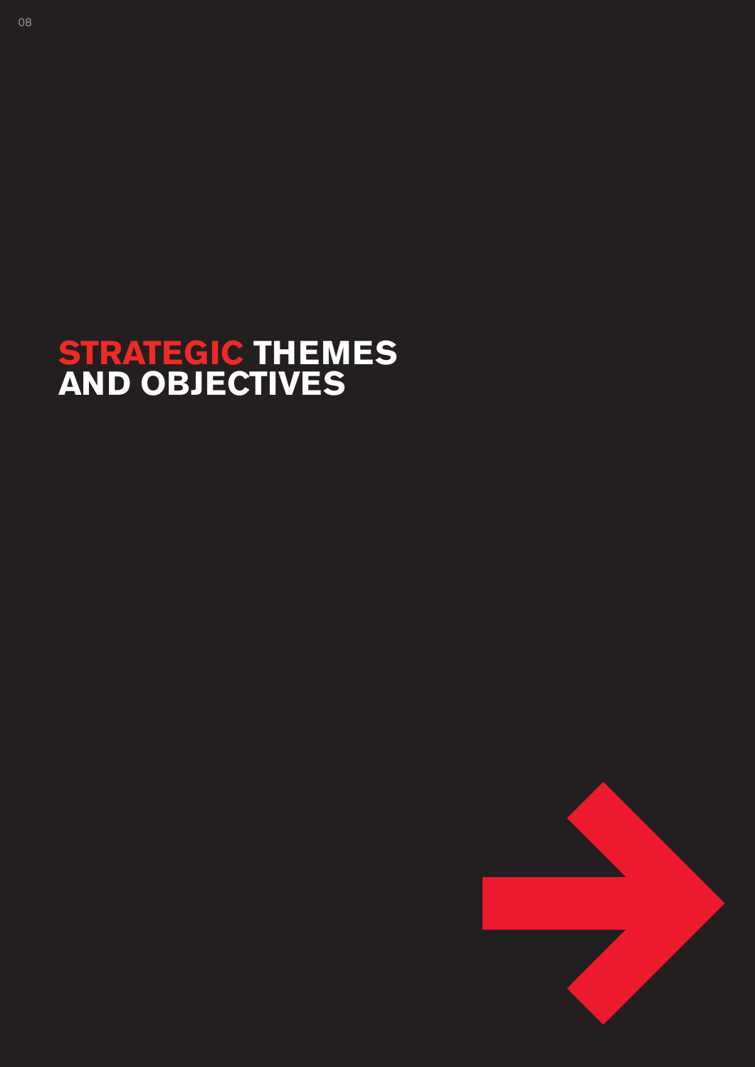# STRATEGIC THEMES AND OBJECTIVES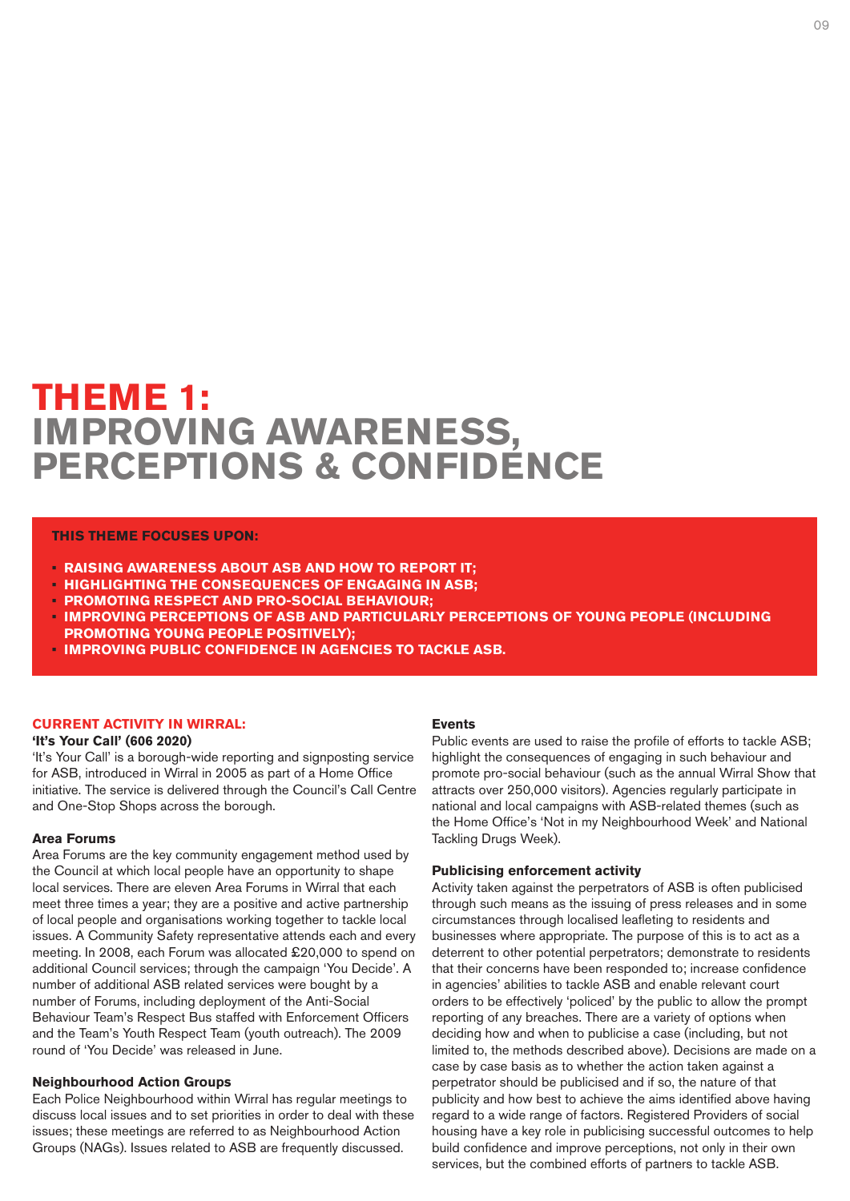# THEME 1: IMPROVING AWARENESS, PERCEPTIONS & CONFIDENCE

**THIS THEME FOCUSES UPON:**

- **RAISING AWARENESS ABOUT ASB AND HOW TO REPORT IT;**
- **HIGHLIGHTING THE CONSEQUENCES OF ENGAGING IN ASB;**
- **PROMOTING RESPECT AND PRO-SOCIAL BEHAVIOUR;**
- **IMPROVING PERCEPTIONS OF ASB AND PARTICULARLY PERCEPTIONS OF YOUNG PEOPLE (INCLUDING PROMOTING YOUNG PEOPLE POSITIVELY);**
- **IMPROVING PUBLIC CONFIDENCE IN AGENCIES TO TACKLE ASB.**

## CURRENT ACTIVITY IN WIRRAL:

### 'It's Your Call' (606 2020)

'It's Your Call' is a borough-wide reporting and signposting service for ASB, introduced in Wirral in 2005 as part of a Home Office initiative. The service is delivered through the Council's Call Centre and One-Stop Shops across the borough.

### Area Forums

Area Forums are the key community engagement method used by the Council at which local people have an opportunity to shape local services. There are eleven Area Forums in Wirral that each meet three times a year; they are a positive and active partnership of local people and organisations working together to tackle local issues. A Community Safety representative attends each and every meeting. In 2008, each Forum was allocated £20,000 to spend on additional Council services; through the campaign 'You Decide'. A number of additional ASB related services were bought by a number of Forums, including deployment of the Anti-Social Behaviour Team's Respect Bus staffed with Enforcement Officers and the Team's Youth Respect Team (youth outreach). The 2009 round of 'You Decide' was released in June.

### Neighbourhood Action Groups

Each Police Neighbourhood within Wirral has regular meetings to discuss local issues and to set priorities in order to deal with these issues; these meetings are referred to as Neighbourhood Action Groups (NAGs). Issues related to ASB are frequently discussed.

### Events

Public events are used to raise the profile of efforts to tackle ASB; highlight the consequences of engaging in such behaviour and promote pro-social behaviour (such as the annual Wirral Show that attracts over 250,000 visitors). Agencies regularly participate in national and local campaigns with ASB-related themes (such as the Home Office's 'Not in my Neighbourhood Week' and National Tackling Drugs Week).

### Publicising enforcement activity

Activity taken against the perpetrators of ASB is often publicised through such means as the issuing of press releases and in some circumstances through localised leafleting to residents and businesses where appropriate. The purpose of this is to act as a deterrent to other potential perpetrators; demonstrate to residents that their concerns have been responded to; increase confidence in agencies' abilities to tackle ASB and enable relevant court orders to be effectively 'policed' by the public to allow the prompt reporting of any breaches. There are a variety of options when deciding how and when to publicise a case (including, but not limited to, the methods described above). Decisions are made on a case by case basis as to whether the action taken against a perpetrator should be publicised and if so, the nature of that publicity and how best to achieve the aims identified above having regard to a wide range of factors. Registered Providers of social housing have a key role in publicising successful outcomes to help build confidence and improve perceptions, not only in their own services, but the combined efforts of partners to tackle ASB.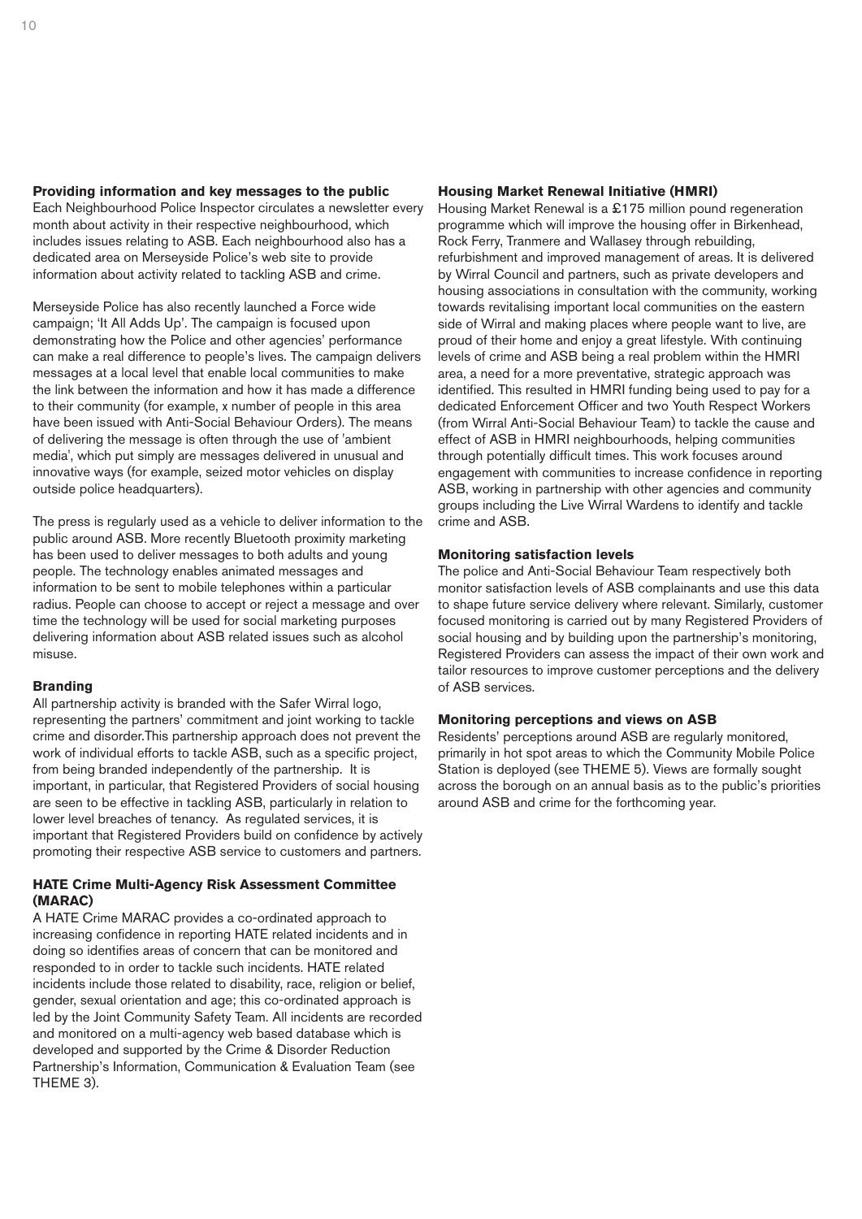### Providing information and key messages to the public

Each Neighbourhood Police Inspector circulates a newsletter every month about activity in their respective neighbourhood, which includes issues relating to ASB. Each neighbourhood also has a dedicated area on Merseyside Police's web site to provide information about activity related to tackling ASB and crime.

Merseyside Police has also recently launched a Force wide campaign; 'It All Adds Up'. The campaign is focused upon demonstrating how the Police and other agencies' performance can make a real difference to people's lives. The campaign delivers messages at a local level that enable local communities to make the link between the information and how it has made a difference to their community (for example, x number of people in this area have been issued with Anti-Social Behaviour Orders). The means of delivering the message is often through the use of 'ambient media', which put simply are messages delivered in unusual and innovative ways (for example, seized motor vehicles on display outside police headquarters).

The press is regularly used as a vehicle to deliver information to the public around ASB. More recently Bluetooth proximity marketing has been used to deliver messages to both adults and young people. The technology enables animated messages and information to be sent to mobile telephones within a particular radius. People can choose to accept or reject a message and over time the technology will be used for social marketing purposes delivering information about ASB related issues such as alcohol misuse.

### Branding

All partnership activity is branded with the Safer Wirral logo, representing the partners' commitment and joint working to tackle crime and disorder.This partnership approach does not prevent the work of individual efforts to tackle ASB, such as a specific project, from being branded independently of the partnership. It is important, in particular, that Registered Providers of social housing are seen to be effective in tackling ASB, particularly in relation to lower level breaches of tenancy. As regulated services, it is important that Registered Providers build on confidence by actively promoting their respective ASB service to customers and partners.

### HATE Crime Multi-Agency Risk Assessment Committee (MARAC)

A HATE Crime MARAC provides a co-ordinated approach to increasing confidence in reporting HATE related incidents and in doing so identifies areas of concern that can be monitored and responded to in order to tackle such incidents. HATE related incidents include those related to disability, race, religion or belief, gender, sexual orientation and age; this co-ordinated approach is led by the Joint Community Safety Team. All incidents are recorded and monitored on a multi-agency web based database which is developed and supported by the Crime & Disorder Reduction Partnership's Information, Communication & Evaluation Team (see THEME 3).

### Housing Market Renewal Initiative (HMRI)

Housing Market Renewal is a £175 million pound regeneration programme which will improve the housing offer in Birkenhead, Rock Ferry, Tranmere and Wallasey through rebuilding, refurbishment and improved management of areas. It is delivered by Wirral Council and partners, such as private developers and housing associations in consultation with the community, working towards revitalising important local communities on the eastern side of Wirral and making places where people want to live, are proud of their home and enjoy a great lifestyle. With continuing levels of crime and ASB being a real problem within the HMRI area, a need for a more preventative, strategic approach was identified. This resulted in HMRI funding being used to pay for a dedicated Enforcement Officer and two Youth Respect Workers (from Wirral Anti-Social Behaviour Team) to tackle the cause and effect of ASB in HMRI neighbourhoods, helping communities through potentially difficult times. This work focuses around engagement with communities to increase confidence in reporting ASB, working in partnership with other agencies and community groups including the Live Wirral Wardens to identify and tackle crime and ASB.

### Monitoring satisfaction levels

The police and Anti-Social Behaviour Team respectively both monitor satisfaction levels of ASB complainants and use this data to shape future service delivery where relevant. Similarly, customer focused monitoring is carried out by many Registered Providers of social housing and by building upon the partnership's monitoring, Registered Providers can assess the impact of their own work and tailor resources to improve customer perceptions and the delivery of ASB services.

### Monitoring perceptions and views on ASB

Residents' perceptions around ASB are regularly monitored, primarily in hot spot areas to which the Community Mobile Police Station is deployed (see THEME 5). Views are formally sought across the borough on an annual basis as to the public's priorities around ASB and crime for the forthcoming year.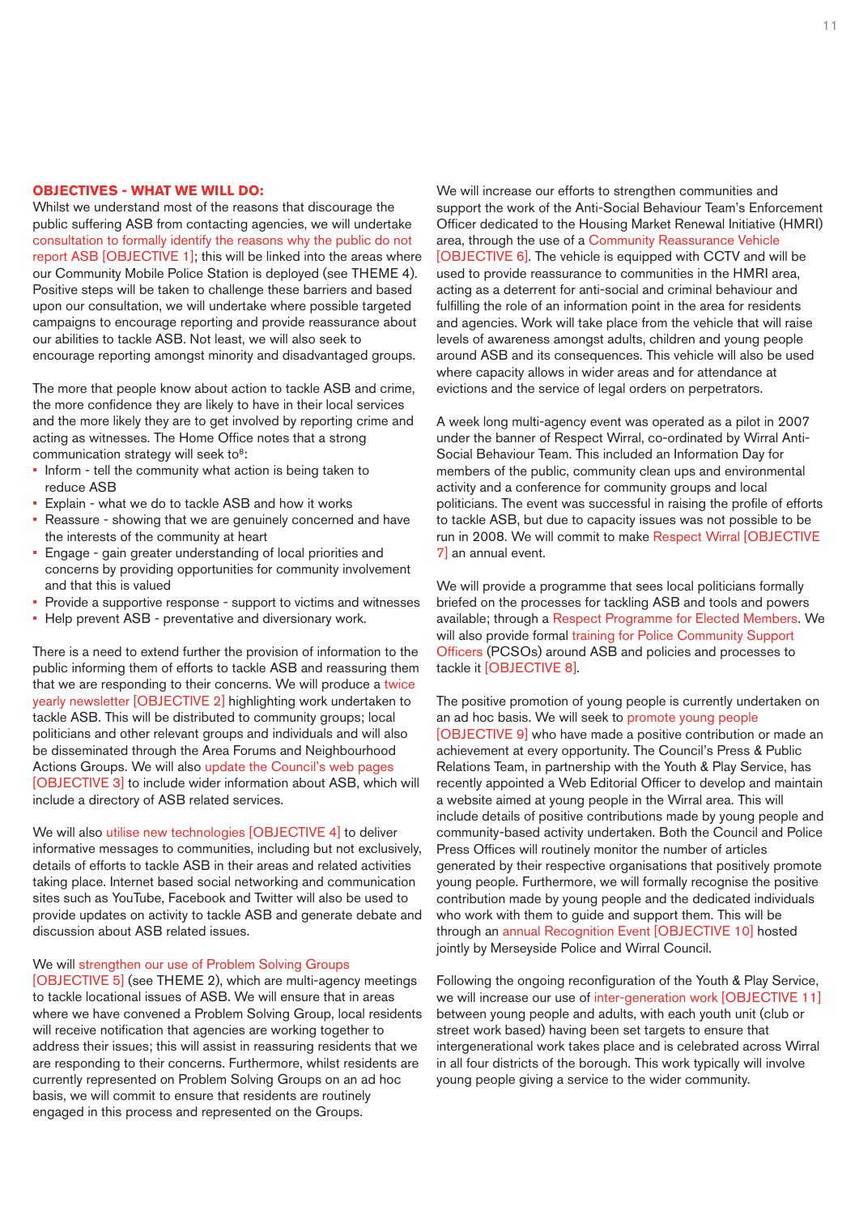## OBJECTIVES - WHAT WE WILL DO:

Whilst we understand most of the reasons that discourage the public suffering ASB from contacting agencies, we will undertake consultation to formally identify the reasons why the public do not report ASB [OBJECTIVE 1]; this will be linked into the areas where our Community Mobile Police Station is deployed (see THEME 4). Positive steps will be taken to challenge these barriers and based upon our consultation, we will undertake where possible targeted campaigns to encourage reporting and provide reassurance about our abilities to tackle ASB. Not least, we will also seek to encourage reporting amongst minority and disadvantaged groups.

The more that people know about action to tackle ASB and crime, the more confidence they are likely to have in their local services and the more likely they are to get involved by reporting crime and acting as witnesses. The Home Office notes that a strong communication strategy will seek to[8]:

- Inform - tell the community what action is being taken to reduce ASB
- Explain - what we do to tackle ASB and how it works
- Reassure - showing that we are genuinely concerned and have the interests of the community at heart
- Engage - gain greater understanding of local priorities and concerns by providing opportunities for community involvement and that this is valued
- Provide a supportive response - support to victims and witnesses
- Help prevent ASB - preventative and diversionary work.

There is a need to extend further the provision of information to the public informing them of efforts to tackle ASB and reassuring them that we are responding to their concerns. We will produce a twice yearly newsletter [OBJECTIVE 2] highlighting work undertaken to tackle ASB. This will be distributed to community groups; local politicians and other relevant groups and individuals and will also be disseminated through the Area Forums and Neighbourhood Actions Groups. We will also update the Council's web pages [OBJECTIVE 3] to include wider information about ASB, which will include a directory of ASB related services.

We will also utilise new technologies [OBJECTIVE 4] to deliver informative messages to communities, including but not exclusively, details of efforts to tackle ASB in their areas and related activities taking place. Internet based social networking and communication sites such as YouTube, Facebook and Twitter will also be used to provide updates on activity to tackle ASB and generate debate and discussion about ASB related issues.

We will strengthen our use of Problem Solving Groups [OBJECTIVE 5] (see THEME 2), which are multi-agency meetings to tackle locational issues of ASB. We will ensure that in areas where we have convened a Problem Solving Group, local residents will receive notification that agencies are working together to address their issues; this will assist in reassuring residents that we are responding to their concerns. Furthermore, whilst residents are currently represented on Problem Solving Groups on an ad hoc basis, we will commit to ensure that residents are routinely engaged in this process and represented on the Groups.

We will increase our efforts to strengthen communities and support the work of the Anti-Social Behaviour Team's Enforcement Officer dedicated to the Housing Market Renewal Initiative (HMRI) area, through the use of a Community Reassurance Vehicle [OBJECTIVE 6]. The vehicle is equipped with CCTV and will be used to provide reassurance to communities in the HMRI area, acting as a deterrent for anti-social and criminal behaviour and fulfilling the role of an information point in the area for residents and agencies. Work will take place from the vehicle that will raise levels of awareness amongst adults, children and young people around ASB and its consequences. This vehicle will also be used where capacity allows in wider areas and for attendance at evictions and the service of legal orders on perpetrators.

A week long multi-agency event was operated as a pilot in 2007 under the banner of Respect Wirral, co-ordinated by Wirral Anti-Social Behaviour Team. This included an Information Day for members of the public, community clean ups and environmental activity and a conference for community groups and local politicians. The event was successful in raising the profile of efforts to tackle ASB, but due to capacity issues was not possible to be run in 2008. We will commit to make Respect Wirral [OBJECTIVE 7] an annual event.

We will provide a programme that sees local politicians formally briefed on the processes for tackling ASB and tools and powers available; through a Respect Programme for Elected Members. We will also provide formal training for Police Community Support Officers (PCSOs) around ASB and policies and processes to tackle it [OBJECTIVE 8].

The positive promotion of young people is currently undertaken on an ad hoc basis. We will seek to promote young people [OBJECTIVE 9] who have made a positive contribution or made an achievement at every opportunity. The Council's Press & Public Relations Team, in partnership with the Youth & Play Service, has recently appointed a Web Editorial Officer to develop and maintain a website aimed at young people in the Wirral area. This will include details of positive contributions made by young people and community-based activity undertaken. Both the Council and Police Press Offices will routinely monitor the number of articles generated by their respective organisations that positively promote young people. Furthermore, we will formally recognise the positive contribution made by young people and the dedicated individuals who work with them to guide and support them. This will be through an annual Recognition Event [OBJECTIVE 10] hosted jointly by Merseyside Police and Wirral Council.

Following the ongoing reconfiguration of the Youth & Play Service, we will increase our use of inter-generation work [OBJECTIVE 11] between young people and adults, with each youth unit (club or street work based) having been set targets to ensure that intergenerational work takes place and is celebrated across Wirral in all four districts of the borough. This work typically will involve young people giving a service to the wider community.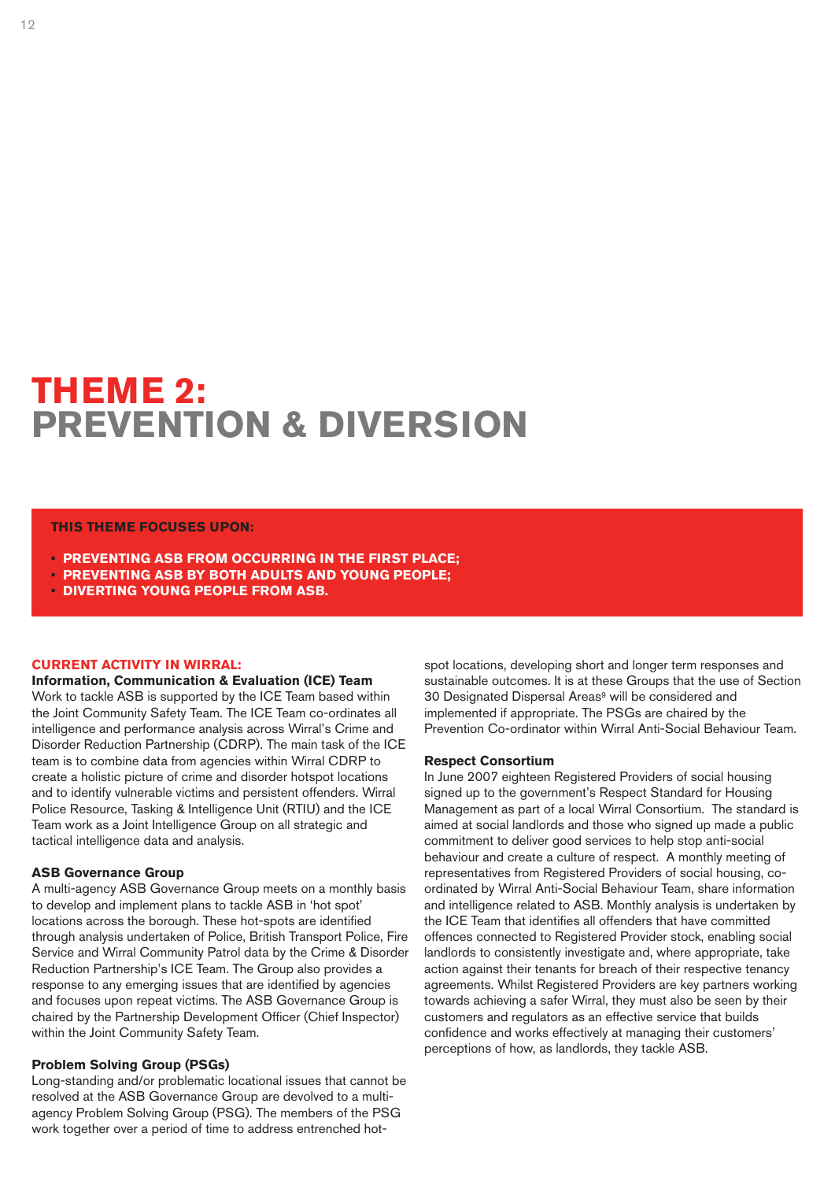# THEME 2: PREVENTION & DIVERSION

**THIS THEME FOCUSES UPON:**

- **PREVENTING ASB FROM OCCURRING IN THE FIRST PLACE;**
- **PREVENTING ASB BY BOTH ADULTS AND YOUNG PEOPLE;**
- **DIVERTING YOUNG PEOPLE FROM ASB.**

## CURRENT ACTIVITY IN WIRRAL:

### Information, Communication & Evaluation (ICE) Team

Work to tackle ASB is supported by the ICE Team based within the Joint Community Safety Team. The ICE Team co-ordinates all intelligence and performance analysis across Wirral's Crime and Disorder Reduction Partnership (CDRP). The main task of the ICE team is to combine data from agencies within Wirral CDRP to create a holistic picture of crime and disorder hotspot locations and to identify vulnerable victims and persistent offenders. Wirral Police Resource, Tasking & Intelligence Unit (RTIU) and the ICE Team work as a Joint Intelligence Group on all strategic and tactical intelligence data and analysis.

### ASB Governance Group

A multi-agency ASB Governance Group meets on a monthly basis to develop and implement plans to tackle ASB in 'hot spot' locations across the borough. These hot-spots are identified through analysis undertaken of Police, British Transport Police, Fire Service and Wirral Community Patrol data by the Crime & Disorder Reduction Partnership's ICE Team. The Group also provides a response to any emerging issues that are identified by agencies and focuses upon repeat victims. The ASB Governance Group is chaired by the Partnership Development Officer (Chief Inspector) within the Joint Community Safety Team.

### Problem Solving Group (PSGs)

Long-standing and/or problematic locational issues that cannot be resolved at the ASB Governance Group are devolved to a multi-agency Problem Solving Group (PSG). The members of the PSG work together over a period of time to address entrenched hot-spot locations, developing short and longer term responses and sustainable outcomes. It is at these Groups that the use of Section 30 Designated Dispersal Areas[9] will be considered and implemented if appropriate. The PSGs are chaired by the Prevention Co-ordinator within Wirral Anti-Social Behaviour Team.

### Respect Consortium

In June 2007 eighteen Registered Providers of social housing signed up to the government's Respect Standard for Housing Management as part of a local Wirral Consortium. The standard is aimed at social landlords and those who signed up made a public commitment to deliver good services to help stop anti-social behaviour and create a culture of respect. A monthly meeting of representatives from Registered Providers of social housing, co-ordinated by Wirral Anti-Social Behaviour Team, share information and intelligence related to ASB. Monthly analysis is undertaken by the ICE Team that identifies all offenders that have committed offences connected to Registered Provider stock, enabling social landlords to consistently investigate and, where appropriate, take action against their tenants for breach of their respective tenancy agreements. Whilst Registered Providers are key partners working towards achieving a safer Wirral, they must also be seen by their customers and regulators as an effective service that builds confidence and works effectively at managing their customers' perceptions of how, as landlords, they tackle ASB.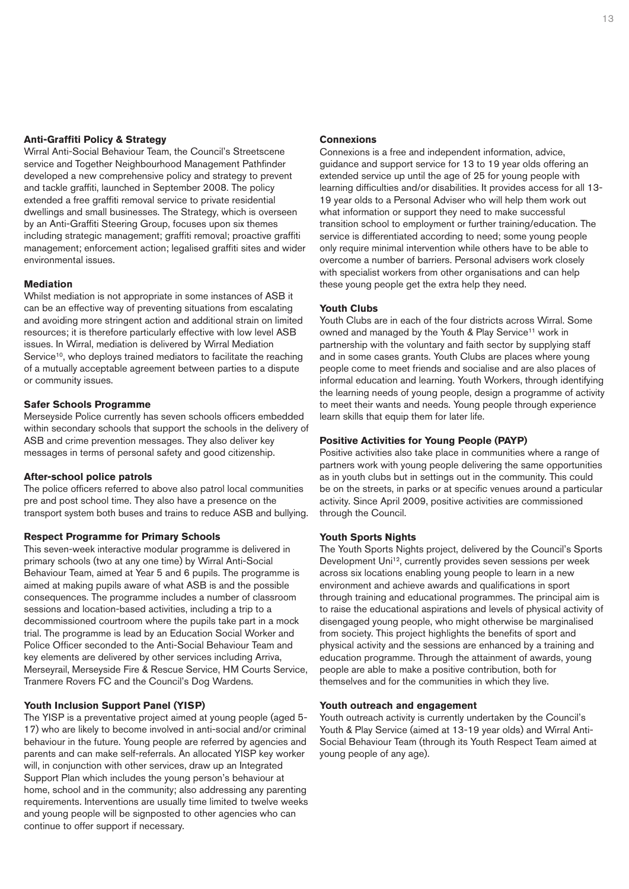**Anti-Graffiti Policy & Strategy**

Wirral Anti-Social Behaviour Team, the Council's Streetscene service and Together Neighbourhood Management Pathfinder developed a new comprehensive policy and strategy to prevent and tackle graffiti, launched in September 2008. The policy extended a free graffiti removal service to private residential dwellings and small businesses. The Strategy, which is overseen by an Anti-Graffiti Steering Group, focuses upon six themes including strategic management; graffiti removal; proactive graffiti management; enforcement action; legalised graffiti sites and wider environmental issues.

**Mediation**

Whilst mediation is not appropriate in some instances of ASB it can be an effective way of preventing situations from escalating and avoiding more stringent action and additional strain on limited resources; it is therefore particularly effective with low level ASB issues. In Wirral, mediation is delivered by Wirral Mediation Service[10], who deploys trained mediators to facilitate the reaching of a mutually acceptable agreement between parties to a dispute or community issues.

**Safer Schools Programme**

Merseyside Police currently has seven schools officers embedded within secondary schools that support the schools in the delivery of ASB and crime prevention messages. They also deliver key messages in terms of personal safety and good citizenship.

**After-school police patrols**

The police officers referred to above also patrol local communities pre and post school time. They also have a presence on the transport system both buses and trains to reduce ASB and bullying.

**Respect Programme for Primary Schools**

This seven-week interactive modular programme is delivered in primary schools (two at any one time) by Wirral Anti-Social Behaviour Team, aimed at Year 5 and 6 pupils. The programme is aimed at making pupils aware of what ASB is and the possible consequences. The programme includes a number of classroom sessions and location-based activities, including a trip to a decommissioned courtroom where the pupils take part in a mock trial. The programme is lead by an Education Social Worker and Police Officer seconded to the Anti-Social Behaviour Team and key elements are delivered by other services including Arriva, Merseyrail, Merseyside Fire & Rescue Service, HM Courts Service, Tranmere Rovers FC and the Council's Dog Wardens.

**Youth Inclusion Support Panel (YISP)**

The YISP is a preventative project aimed at young people (aged 5-17) who are likely to become involved in anti-social and/or criminal behaviour in the future. Young people are referred by agencies and parents and can make self-referrals. An allocated YISP key worker will, in conjunction with other services, draw up an Integrated Support Plan which includes the young person's behaviour at home, school and in the community; also addressing any parenting requirements. Interventions are usually time limited to twelve weeks and young people will be signposted to other agencies who can continue to offer support if necessary.

**Connexions**

Connexions is a free and independent information, advice, guidance and support service for 13 to 19 year olds offering an extended service up until the age of 25 for young people with learning difficulties and/or disabilities. It provides access for all 13-19 year olds to a Personal Adviser who will help them work out what information or support they need to make successful transition school to employment or further training/education. The service is differentiated according to need; some young people only require minimal intervention while others have to be able to overcome a number of barriers. Personal advisers work closely with specialist workers from other organisations and can help these young people get the extra help they need.

**Youth Clubs**

Youth Clubs are in each of the four districts across Wirral. Some owned and managed by the Youth & Play Service[11] work in partnership with the voluntary and faith sector by supplying staff and in some cases grants. Youth Clubs are places where young people come to meet friends and socialise and are also places of informal education and learning. Youth Workers, through identifying the learning needs of young people, design a programme of activity to meet their wants and needs. Young people through experience learn skills that equip them for later life.

**Positive Activities for Young People (PAYP)**

Positive activities also take place in communities where a range of partners work with young people delivering the same opportunities as in youth clubs but in settings out in the community. This could be on the streets, in parks or at specific venues around a particular activity. Since April 2009, positive activities are commissioned through the Council.

**Youth Sports Nights**

The Youth Sports Nights project, delivered by the Council's Sports Development Uni[12], currently provides seven sessions per week across six locations enabling young people to learn in a new environment and achieve awards and qualifications in sport through training and educational programmes. The principal aim is to raise the educational aspirations and levels of physical activity of disengaged young people, who might otherwise be marginalised from society. This project highlights the benefits of sport and physical activity and the sessions are enhanced by a training and education programme. Through the attainment of awards, young people are able to make a positive contribution, both for themselves and for the communities in which they live.

**Youth outreach and engagement**

Youth outreach activity is currently undertaken by the Council's Youth & Play Service (aimed at 13-19 year olds) and Wirral Anti-Social Behaviour Team (through its Youth Respect Team aimed at young people of any age).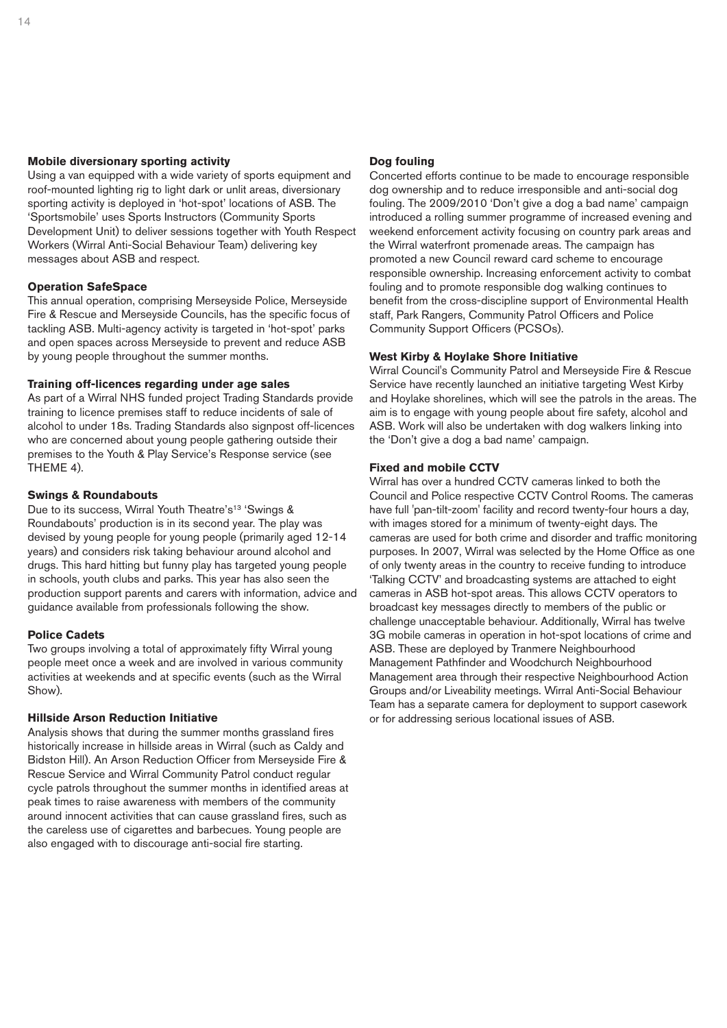**Mobile diversionary sporting activity**

Using a van equipped with a wide variety of sports equipment and roof-mounted lighting rig to light dark or unlit areas, diversionary sporting activity is deployed in 'hot-spot' locations of ASB. The 'Sportsmobile' uses Sports Instructors (Community Sports Development Unit) to deliver sessions together with Youth Respect Workers (Wirral Anti-Social Behaviour Team) delivering key messages about ASB and respect.

**Operation SafeSpace**

This annual operation, comprising Merseyside Police, Merseyside Fire & Rescue and Merseyside Councils, has the specific focus of tackling ASB. Multi-agency activity is targeted in 'hot-spot' parks and open spaces across Merseyside to prevent and reduce ASB by young people throughout the summer months.

**Training off-licences regarding under age sales**

As part of a Wirral NHS funded project Trading Standards provide training to licence premises staff to reduce incidents of sale of alcohol to under 18s. Trading Standards also signpost off-licences who are concerned about young people gathering outside their premises to the Youth & Play Service's Response service (see THEME 4).

**Swings & Roundabouts**

Due to its success, Wirral Youth Theatre's[13] 'Swings & Roundabouts' production is in its second year. The play was devised by young people for young people (primarily aged 12-14 years) and considers risk taking behaviour around alcohol and drugs. This hard hitting but funny play has targeted young people in schools, youth clubs and parks. This year has also seen the production support parents and carers with information, advice and guidance available from professionals following the show.

**Police Cadets**

Two groups involving a total of approximately fifty Wirral young people meet once a week and are involved in various community activities at weekends and at specific events (such as the Wirral Show).

**Hillside Arson Reduction Initiative**

Analysis shows that during the summer months grassland fires historically increase in hillside areas in Wirral (such as Caldy and Bidston Hill). An Arson Reduction Officer from Merseyside Fire & Rescue Service and Wirral Community Patrol conduct regular cycle patrols throughout the summer months in identified areas at peak times to raise awareness with members of the community around innocent activities that can cause grassland fires, such as the careless use of cigarettes and barbecues. Young people are also engaged with to discourage anti-social fire starting.

**Dog fouling**

Concerted efforts continue to be made to encourage responsible dog ownership and to reduce irresponsible and anti-social dog fouling. The 2009/2010 'Don't give a dog a bad name' campaign introduced a rolling summer programme of increased evening and weekend enforcement activity focusing on country park areas and the Wirral waterfront promenade areas. The campaign has promoted a new Council reward card scheme to encourage responsible ownership. Increasing enforcement activity to combat fouling and to promote responsible dog walking continues to benefit from the cross-discipline support of Environmental Health staff, Park Rangers, Community Patrol Officers and Police Community Support Officers (PCSOs).

**West Kirby & Hoylake Shore Initiative**

Wirral Council's Community Patrol and Merseyside Fire & Rescue Service have recently launched an initiative targeting West Kirby and Hoylake shorelines, which will see the patrols in the areas. The aim is to engage with young people about fire safety, alcohol and ASB. Work will also be undertaken with dog walkers linking into the 'Don't give a dog a bad name' campaign.

**Fixed and mobile CCTV**

Wirral has over a hundred CCTV cameras linked to both the Council and Police respective CCTV Control Rooms. The cameras have full 'pan-tilt-zoom' facility and record twenty-four hours a day, with images stored for a minimum of twenty-eight days. The cameras are used for both crime and disorder and traffic monitoring purposes. In 2007, Wirral was selected by the Home Office as one of only twenty areas in the country to receive funding to introduce 'Talking CCTV' and broadcasting systems are attached to eight cameras in ASB hot-spot areas. This allows CCTV operators to broadcast key messages directly to members of the public or challenge unacceptable behaviour. Additionally, Wirral has twelve 3G mobile cameras in operation in hot-spot locations of crime and ASB. These are deployed by Tranmere Neighbourhood Management Pathfinder and Woodchurch Neighbourhood Management area through their respective Neighbourhood Action Groups and/or Liveability meetings. Wirral Anti-Social Behaviour Team has a separate camera for deployment to support casework or for addressing serious locational issues of ASB.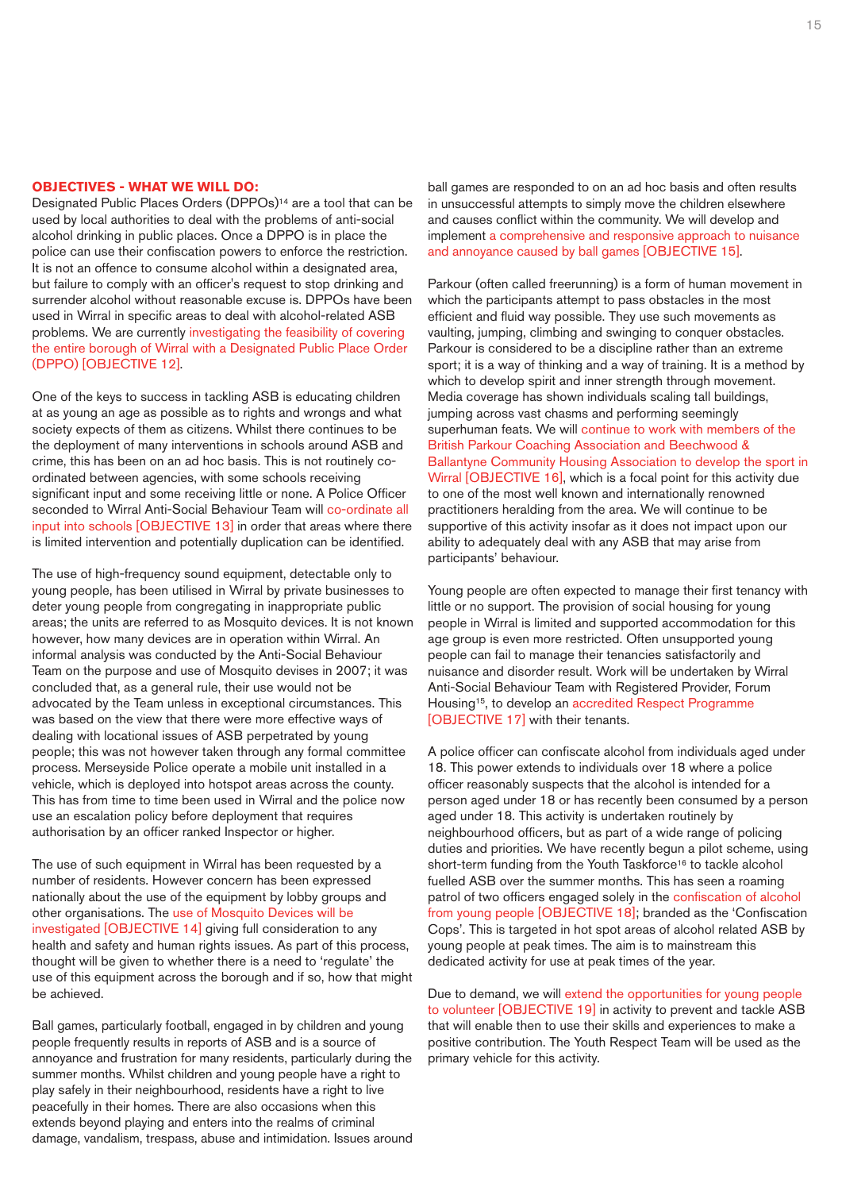**OBJECTIVES - WHAT WE WILL DO:**

Designated Public Places Orders (DPPOs)[14] are a tool that can be used by local authorities to deal with the problems of anti-social alcohol drinking in public places. Once a DPPO is in place the police can use their confiscation powers to enforce the restriction. It is not an offence to consume alcohol within a designated area, but failure to comply with an officer's request to stop drinking and surrender alcohol without reasonable excuse is. DPPOs have been used in Wirral in specific areas to deal with alcohol-related ASB problems. We are currently investigating the feasibility of covering the entire borough of Wirral with a Designated Public Place Order (DPPO) [OBJECTIVE 12].

One of the keys to success in tackling ASB is educating children at as young an age as possible as to rights and wrongs and what society expects of them as citizens. Whilst there continues to be the deployment of many interventions in schools around ASB and crime, this has been on an ad hoc basis. This is not routinely co-ordinated between agencies, with some schools receiving significant input and some receiving little or none. A Police Officer seconded to Wirral Anti-Social Behaviour Team will co-ordinate all input into schools [OBJECTIVE 13] in order that areas where there is limited intervention and potentially duplication can be identified.

The use of high-frequency sound equipment, detectable only to young people, has been utilised in Wirral by private businesses to deter young people from congregating in inappropriate public areas; the units are referred to as Mosquito devices. It is not known however, how many devices are in operation within Wirral. An informal analysis was conducted by the Anti-Social Behaviour Team on the purpose and use of Mosquito devises in 2007; it was concluded that, as a general rule, their use would not be advocated by the Team unless in exceptional circumstances. This was based on the view that there were more effective ways of dealing with locational issues of ASB perpetrated by young people; this was not however taken through any formal committee process. Merseyside Police operate a mobile unit installed in a vehicle, which is deployed into hotspot areas across the county. This has from time to time been used in Wirral and the police now use an escalation policy before deployment that requires authorisation by an officer ranked Inspector or higher.

The use of such equipment in Wirral has been requested by a number of residents. However concern has been expressed nationally about the use of the equipment by lobby groups and other organisations. The use of Mosquito Devices will be investigated [OBJECTIVE 14] giving full consideration to any health and safety and human rights issues. As part of this process, thought will be given to whether there is a need to 'regulate' the use of this equipment across the borough and if so, how that might be achieved.

Ball games, particularly football, engaged in by children and young people frequently results in reports of ASB and is a source of annoyance and frustration for many residents, particularly during the summer months. Whilst children and young people have a right to play safely in their neighbourhood, residents have a right to live peacefully in their homes. There are also occasions when this extends beyond playing and enters into the realms of criminal damage, vandalism, trespass, abuse and intimidation. Issues around ball games are responded to on an ad hoc basis and often results in unsuccessful attempts to simply move the children elsewhere and causes conflict within the community. We will develop and implement a comprehensive and responsive approach to nuisance and annoyance caused by ball games [OBJECTIVE 15].

Parkour (often called freerunning) is a form of human movement in which the participants attempt to pass obstacles in the most efficient and fluid way possible. They use such movements as vaulting, jumping, climbing and swinging to conquer obstacles. Parkour is considered to be a discipline rather than an extreme sport; it is a way of thinking and a way of training. It is a method by which to develop spirit and inner strength through movement. Media coverage has shown individuals scaling tall buildings, jumping across vast chasms and performing seemingly superhuman feats. We will continue to work with members of the British Parkour Coaching Association and Beechwood & Ballantyne Community Housing Association to develop the sport in Wirral [OBJECTIVE 16], which is a focal point for this activity due to one of the most well known and internationally renowned practitioners heralding from the area. We will continue to be supportive of this activity insofar as it does not impact upon our ability to adequately deal with any ASB that may arise from participants' behaviour.

Young people are often expected to manage their first tenancy with little or no support. The provision of social housing for young people in Wirral is limited and supported accommodation for this age group is even more restricted. Often unsupported young people can fail to manage their tenancies satisfactorily and nuisance and disorder result. Work will be undertaken by Wirral Anti-Social Behaviour Team with Registered Provider, Forum Housing[15], to develop an accredited Respect Programme [OBJECTIVE 17] with their tenants.

A police officer can confiscate alcohol from individuals aged under 18. This power extends to individuals over 18 where a police officer reasonably suspects that the alcohol is intended for a person aged under 18 or has recently been consumed by a person aged under 18. This activity is undertaken routinely by neighbourhood officers, but as part of a wide range of policing duties and priorities. We have recently begun a pilot scheme, using short-term funding from the Youth Taskforce[16] to tackle alcohol fuelled ASB over the summer months. This has seen a roaming patrol of two officers engaged solely in the confiscation of alcohol from young people [OBJECTIVE 18]; branded as the 'Confiscation Cops'. This is targeted in hot spot areas of alcohol related ASB by young people at peak times. The aim is to mainstream this dedicated activity for use at peak times of the year.

Due to demand, we will extend the opportunities for young people to volunteer [OBJECTIVE 19] in activity to prevent and tackle ASB that will enable then to use their skills and experiences to make a positive contribution. The Youth Respect Team will be used as the primary vehicle for this activity.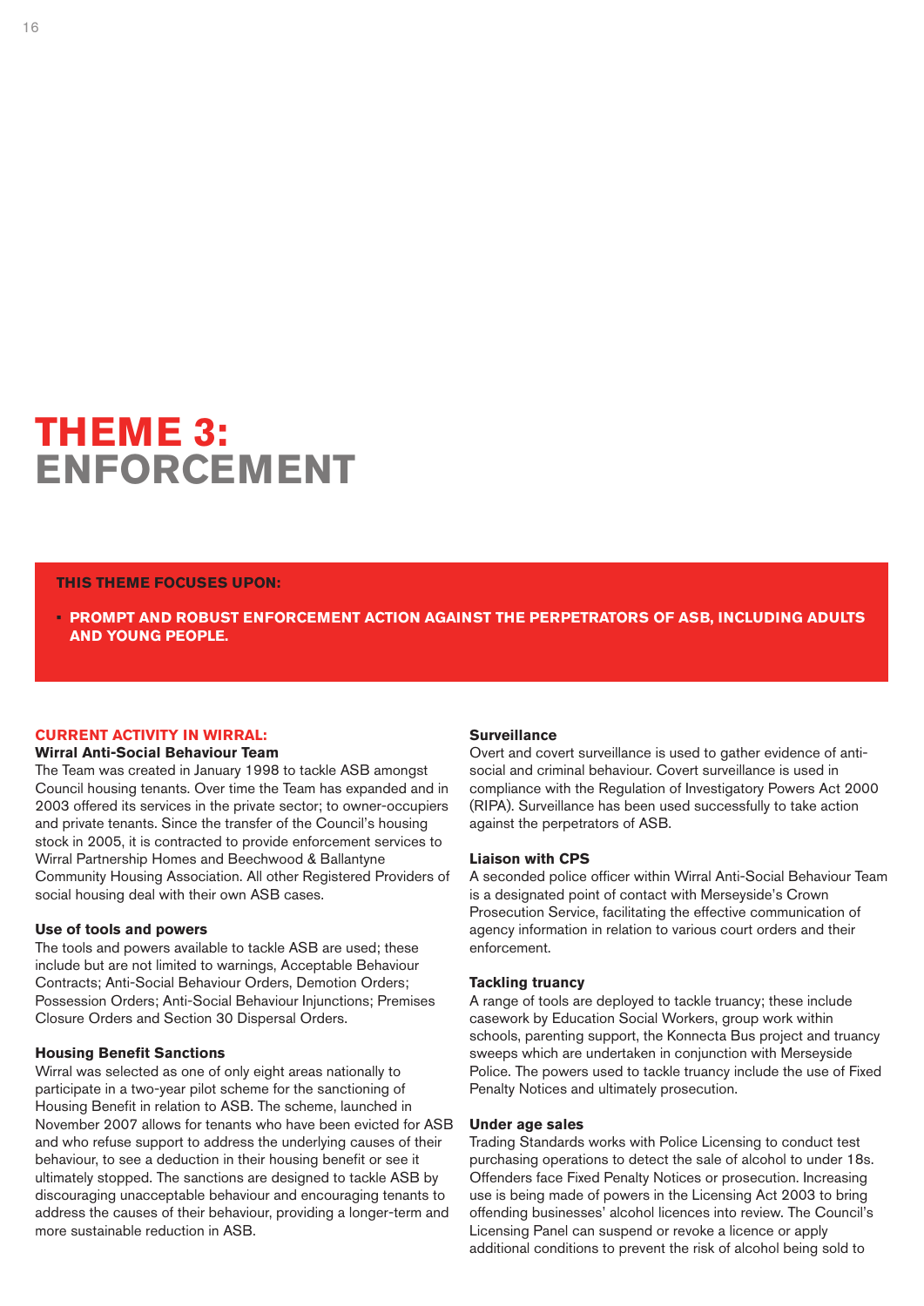# THEME 3: ENFORCEMENT

**THIS THEME FOCUSES UPON:**

- **PROMPT AND ROBUST ENFORCEMENT ACTION AGAINST THE PERPETRATORS OF ASB, INCLUDING ADULTS AND YOUNG PEOPLE.**

## CURRENT ACTIVITY IN WIRRAL:

### Wirral Anti-Social Behaviour Team

The Team was created in January 1998 to tackle ASB amongst Council housing tenants. Over time the Team has expanded and in 2003 offered its services in the private sector; to owner-occupiers and private tenants. Since the transfer of the Council's housing stock in 2005, it is contracted to provide enforcement services to Wirral Partnership Homes and Beechwood & Ballantyne Community Housing Association. All other Registered Providers of social housing deal with their own ASB cases.

### Use of tools and powers

The tools and powers available to tackle ASB are used; these include but are not limited to warnings, Acceptable Behaviour Contracts; Anti-Social Behaviour Orders, Demotion Orders; Possession Orders; Anti-Social Behaviour Injunctions; Premises Closure Orders and Section 30 Dispersal Orders.

### Housing Benefit Sanctions

Wirral was selected as one of only eight areas nationally to participate in a two-year pilot scheme for the sanctioning of Housing Benefit in relation to ASB. The scheme, launched in November 2007 allows for tenants who have been evicted for ASB and who refuse support to address the underlying causes of their behaviour, to see a deduction in their housing benefit or see it ultimately stopped. The sanctions are designed to tackle ASB by discouraging unacceptable behaviour and encouraging tenants to address the causes of their behaviour, providing a longer-term and more sustainable reduction in ASB.

### Surveillance

Overt and covert surveillance is used to gather evidence of anti-social and criminal behaviour. Covert surveillance is used in compliance with the Regulation of Investigatory Powers Act 2000 (RIPA). Surveillance has been used successfully to take action against the perpetrators of ASB.

### Liaison with CPS

A seconded police officer within Wirral Anti-Social Behaviour Team is a designated point of contact with Merseyside's Crown Prosecution Service, facilitating the effective communication of agency information in relation to various court orders and their enforcement.

### Tackling truancy

A range of tools are deployed to tackle truancy; these include casework by Education Social Workers, group work within schools, parenting support, the Konnecta Bus project and truancy sweeps which are undertaken in conjunction with Merseyside Police. The powers used to tackle truancy include the use of Fixed Penalty Notices and ultimately prosecution.

### Under age sales

Trading Standards works with Police Licensing to conduct test purchasing operations to detect the sale of alcohol to under 18s. Offenders face Fixed Penalty Notices or prosecution. Increasing use is being made of powers in the Licensing Act 2003 to bring offending businesses' alcohol licences into review. The Council's Licensing Panel can suspend or revoke a licence or apply additional conditions to prevent the risk of alcohol being sold to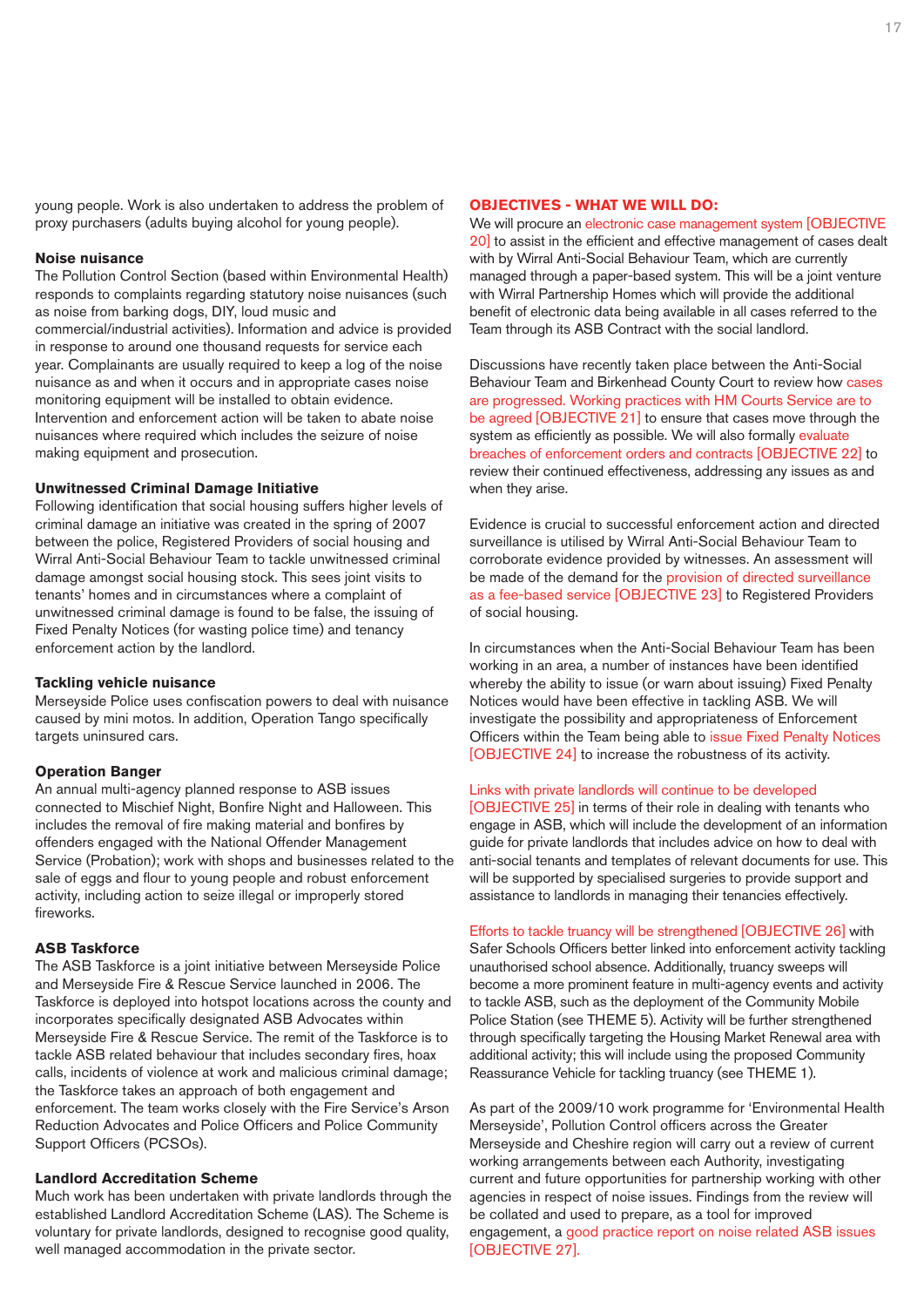young people. Work is also undertaken to address the problem of proxy purchasers (adults buying alcohol for young people).

**Noise nuisance**

The Pollution Control Section (based within Environmental Health) responds to complaints regarding statutory noise nuisances (such as noise from barking dogs, DIY, loud music and commercial/industrial activities). Information and advice is provided in response to around one thousand requests for service each year. Complainants are usually required to keep a log of the noise nuisance as and when it occurs and in appropriate cases noise monitoring equipment will be installed to obtain evidence. Intervention and enforcement action will be taken to abate noise nuisances where required which includes the seizure of noise making equipment and prosecution.

**Unwitnessed Criminal Damage Initiative**

Following identification that social housing suffers higher levels of criminal damage an initiative was created in the spring of 2007 between the police, Registered Providers of social housing and Wirral Anti-Social Behaviour Team to tackle unwitnessed criminal damage amongst social housing stock. This sees joint visits to tenants' homes and in circumstances where a complaint of unwitnessed criminal damage is found to be false, the issuing of Fixed Penalty Notices (for wasting police time) and tenancy enforcement action by the landlord.

**Tackling vehicle nuisance**

Merseyside Police uses confiscation powers to deal with nuisance caused by mini motos. In addition, Operation Tango specifically targets uninsured cars.

**Operation Banger**

An annual multi-agency planned response to ASB issues connected to Mischief Night, Bonfire Night and Halloween. This includes the removal of fire making material and bonfires by offenders engaged with the National Offender Management Service (Probation); work with shops and businesses related to the sale of eggs and flour to young people and robust enforcement activity, including action to seize illegal or improperly stored fireworks.

**ASB Taskforce**

The ASB Taskforce is a joint initiative between Merseyside Police and Merseyside Fire & Rescue Service launched in 2006. The Taskforce is deployed into hotspot locations across the county and incorporates specifically designated ASB Advocates within Merseyside Fire & Rescue Service. The remit of the Taskforce is to tackle ASB related behaviour that includes secondary fires, hoax calls, incidents of violence at work and malicious criminal damage; the Taskforce takes an approach of both engagement and enforcement. The team works closely with the Fire Service's Arson Reduction Advocates and Police Officers and Police Community Support Officers (PCSOs).

**Landlord Accreditation Scheme**

Much work has been undertaken with private landlords through the established Landlord Accreditation Scheme (LAS). The Scheme is voluntary for private landlords, designed to recognise good quality, well managed accommodation in the private sector.

**OBJECTIVES - WHAT WE WILL DO:**

We will procure an electronic case management system [OBJECTIVE 20] to assist in the efficient and effective management of cases dealt with by Wirral Anti-Social Behaviour Team, which are currently managed through a paper-based system. This will be a joint venture with Wirral Partnership Homes which will provide the additional benefit of electronic data being available in all cases referred to the Team through its ASB Contract with the social landlord.

Discussions have recently taken place between the Anti-Social Behaviour Team and Birkenhead County Court to review how cases are progressed. Working practices with HM Courts Service are to be agreed [OBJECTIVE 21] to ensure that cases move through the system as efficiently as possible. We will also formally evaluate breaches of enforcement orders and contracts [OBJECTIVE 22] to review their continued effectiveness, addressing any issues as and when they arise.

Evidence is crucial to successful enforcement action and directed surveillance is utilised by Wirral Anti-Social Behaviour Team to corroborate evidence provided by witnesses. An assessment will be made of the demand for the provision of directed surveillance as a fee-based service [OBJECTIVE 23] to Registered Providers of social housing.

In circumstances when the Anti-Social Behaviour Team has been working in an area, a number of instances have been identified whereby the ability to issue (or warn about issuing) Fixed Penalty Notices would have been effective in tackling ASB. We will investigate the possibility and appropriateness of Enforcement Officers within the Team being able to issue Fixed Penalty Notices [OBJECTIVE 24] to increase the robustness of its activity.

Links with private landlords will continue to be developed [OBJECTIVE 25] in terms of their role in dealing with tenants who engage in ASB, which will include the development of an information guide for private landlords that includes advice on how to deal with anti-social tenants and templates of relevant documents for use. This will be supported by specialised surgeries to provide support and assistance to landlords in managing their tenancies effectively.

Efforts to tackle truancy will be strengthened [OBJECTIVE 26] with Safer Schools Officers better linked into enforcement activity tackling unauthorised school absence. Additionally, truancy sweeps will become a more prominent feature in multi-agency events and activity to tackle ASB, such as the deployment of the Community Mobile Police Station (see THEME 5). Activity will be further strengthened through specifically targeting the Housing Market Renewal area with additional activity; this will include using the proposed Community Reassurance Vehicle for tackling truancy (see THEME 1).

As part of the 2009/10 work programme for 'Environmental Health Merseyside', Pollution Control officers across the Greater Merseyside and Cheshire region will carry out a review of current working arrangements between each Authority, investigating current and future opportunities for partnership working with other agencies in respect of noise issues. Findings from the review will be collated and used to prepare, as a tool for improved engagement, a good practice report on noise related ASB issues [OBJECTIVE 27].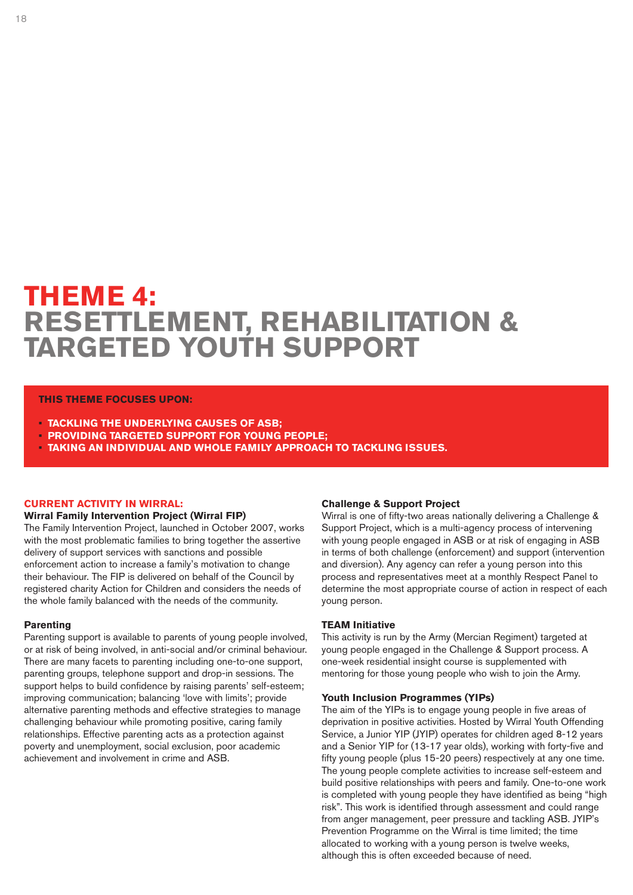# THEME 4:
# RESETTLEMENT, REHABILITATION & TARGETED YOUTH SUPPORT

**THIS THEME FOCUSES UPON:**

- **TACKLING THE UNDERLYING CAUSES OF ASB;**
- **PROVIDING TARGETED SUPPORT FOR YOUNG PEOPLE;**
- **TAKING AN INDIVIDUAL AND WHOLE FAMILY APPROACH TO TACKLING ISSUES.**

## CURRENT ACTIVITY IN WIRRAL:

### Wirral Family Intervention Project (Wirral FIP)

The Family Intervention Project, launched in October 2007, works with the most problematic families to bring together the assertive delivery of support services with sanctions and possible enforcement action to increase a family's motivation to change their behaviour. The FIP is delivered on behalf of the Council by registered charity Action for Children and considers the needs of the whole family balanced with the needs of the community.

### Parenting

Parenting support is available to parents of young people involved, or at risk of being involved, in anti-social and/or criminal behaviour. There are many facets to parenting including one-to-one support, parenting groups, telephone support and drop-in sessions. The support helps to build confidence by raising parents' self-esteem; improving communication; balancing 'love with limits'; provide alternative parenting methods and effective strategies to manage challenging behaviour while promoting positive, caring family relationships. Effective parenting acts as a protection against poverty and unemployment, social exclusion, poor academic achievement and involvement in crime and ASB.

### Challenge & Support Project

Wirral is one of fifty-two areas nationally delivering a Challenge & Support Project, which is a multi-agency process of intervening with young people engaged in ASB or at risk of engaging in ASB in terms of both challenge (enforcement) and support (intervention and diversion). Any agency can refer a young person into this process and representatives meet at a monthly Respect Panel to determine the most appropriate course of action in respect of each young person.

### TEAM Initiative

This activity is run by the Army (Mercian Regiment) targeted at young people engaged in the Challenge & Support process. A one-week residential insight course is supplemented with mentoring for those young people who wish to join the Army.

### Youth Inclusion Programmes (YIPs)

The aim of the YIPs is to engage young people in five areas of deprivation in positive activities. Hosted by Wirral Youth Offending Service, a Junior YIP (JYIP) operates for children aged 8-12 years and a Senior YIP for (13-17 year olds), working with forty-five and fifty young people (plus 15-20 peers) respectively at any one time. The young people complete activities to increase self-esteem and build positive relationships with peers and family. One-to-one work is completed with young people they have identified as being "high risk". This work is identified through assessment and could range from anger management, peer pressure and tackling ASB. JYIP's Prevention Programme on the Wirral is time limited; the time allocated to working with a young person is twelve weeks, although this is often exceeded because of need.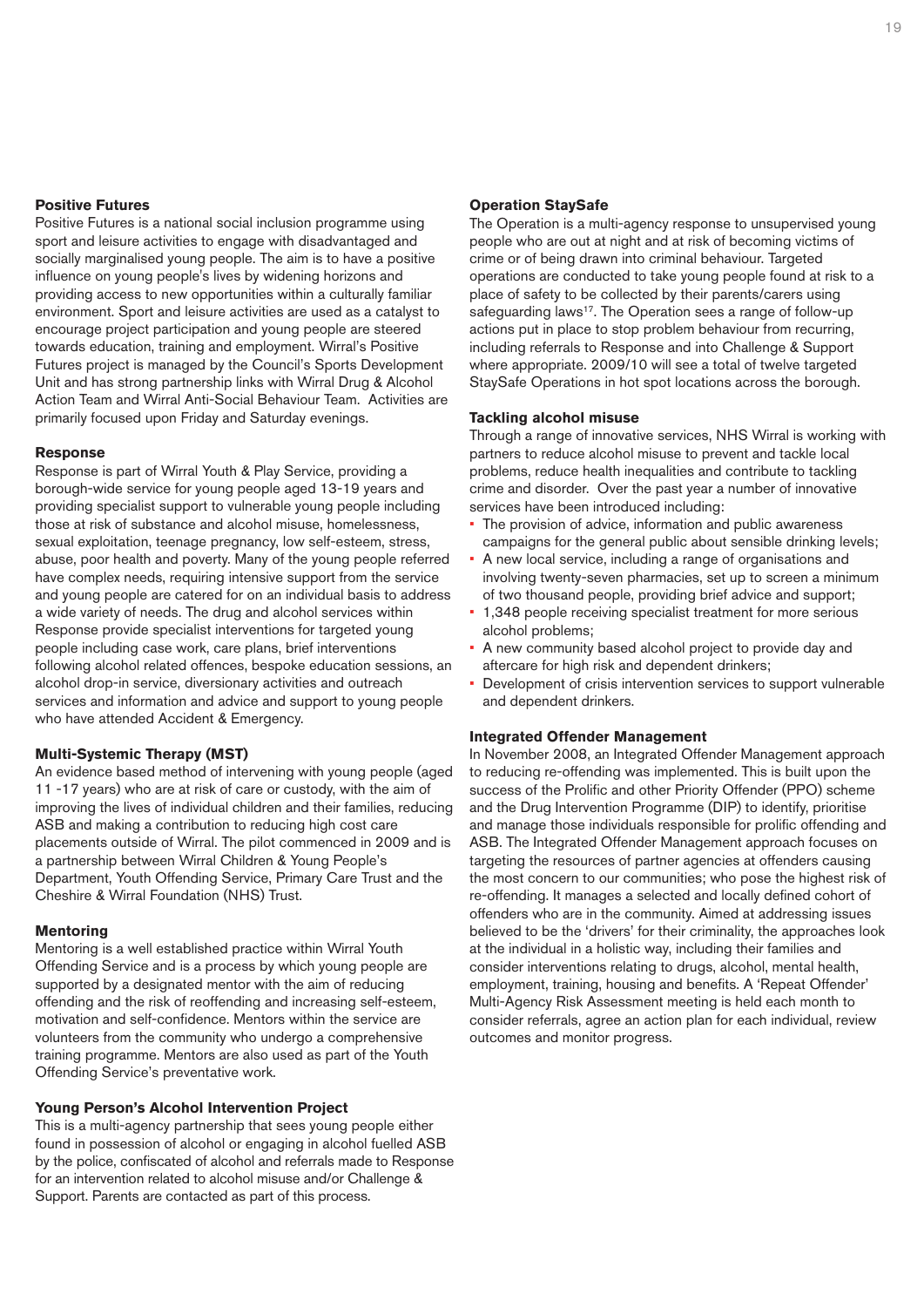**Positive Futures**

Positive Futures is a national social inclusion programme using sport and leisure activities to engage with disadvantaged and socially marginalised young people. The aim is to have a positive influence on young people's lives by widening horizons and providing access to new opportunities within a culturally familiar environment. Sport and leisure activities are used as a catalyst to encourage project participation and young people are steered towards education, training and employment. Wirral's Positive Futures project is managed by the Council's Sports Development Unit and has strong partnership links with Wirral Drug & Alcohol Action Team and Wirral Anti-Social Behaviour Team. Activities are primarily focused upon Friday and Saturday evenings.

**Response**

Response is part of Wirral Youth & Play Service, providing a borough-wide service for young people aged 13-19 years and providing specialist support to vulnerable young people including those at risk of substance and alcohol misuse, homelessness, sexual exploitation, teenage pregnancy, low self-esteem, stress, abuse, poor health and poverty. Many of the young people referred have complex needs, requiring intensive support from the service and young people are catered for on an individual basis to address a wide variety of needs. The drug and alcohol services within Response provide specialist interventions for targeted young people including case work, care plans, brief interventions following alcohol related offences, bespoke education sessions, an alcohol drop-in service, diversionary activities and outreach services and information and advice and support to young people who have attended Accident & Emergency.

**Multi-Systemic Therapy (MST)**

An evidence based method of intervening with young people (aged 11 -17 years) who are at risk of care or custody, with the aim of improving the lives of individual children and their families, reducing ASB and making a contribution to reducing high cost care placements outside of Wirral. The pilot commenced in 2009 and is a partnership between Wirral Children & Young People's Department, Youth Offending Service, Primary Care Trust and the Cheshire & Wirral Foundation (NHS) Trust.

**Mentoring**

Mentoring is a well established practice within Wirral Youth Offending Service and is a process by which young people are supported by a designated mentor with the aim of reducing offending and the risk of reoffending and increasing self-esteem, motivation and self-confidence. Mentors within the service are volunteers from the community who undergo a comprehensive training programme. Mentors are also used as part of the Youth Offending Service's preventative work.

**Young Person's Alcohol Intervention Project**

This is a multi-agency partnership that sees young people either found in possession of alcohol or engaging in alcohol fuelled ASB by the police, confiscated of alcohol and referrals made to Response for an intervention related to alcohol misuse and/or Challenge & Support. Parents are contacted as part of this process.

**Operation StaySafe**

The Operation is a multi-agency response to unsupervised young people who are out at night and at risk of becoming victims of crime or of being drawn into criminal behaviour. Targeted operations are conducted to take young people found at risk to a place of safety to be collected by their parents/carers using safeguarding laws[17]. The Operation sees a range of follow-up actions put in place to stop problem behaviour from recurring, including referrals to Response and into Challenge & Support where appropriate. 2009/10 will see a total of twelve targeted StaySafe Operations in hot spot locations across the borough.

**Tackling alcohol misuse**

Through a range of innovative services, NHS Wirral is working with partners to reduce alcohol misuse to prevent and tackle local problems, reduce health inequalities and contribute to tackling crime and disorder. Over the past year a number of innovative services have been introduced including:

- The provision of advice, information and public awareness campaigns for the general public about sensible drinking levels;
- A new local service, including a range of organisations and involving twenty-seven pharmacies, set up to screen a minimum of two thousand people, providing brief advice and support;
- 1,348 people receiving specialist treatment for more serious alcohol problems;
- A new community based alcohol project to provide day and aftercare for high risk and dependent drinkers;
- Development of crisis intervention services to support vulnerable and dependent drinkers.

**Integrated Offender Management**

In November 2008, an Integrated Offender Management approach to reducing re-offending was implemented. This is built upon the success of the Prolific and other Priority Offender (PPO) scheme and the Drug Intervention Programme (DIP) to identify, prioritise and manage those individuals responsible for prolific offending and ASB. The Integrated Offender Management approach focuses on targeting the resources of partner agencies at offenders causing the most concern to our communities; who pose the highest risk of re-offending. It manages a selected and locally defined cohort of offenders who are in the community. Aimed at addressing issues believed to be the 'drivers' for their criminality, the approaches look at the individual in a holistic way, including their families and consider interventions relating to drugs, alcohol, mental health, employment, training, housing and benefits. A 'Repeat Offender' Multi-Agency Risk Assessment meeting is held each month to consider referrals, agree an action plan for each individual, review outcomes and monitor progress.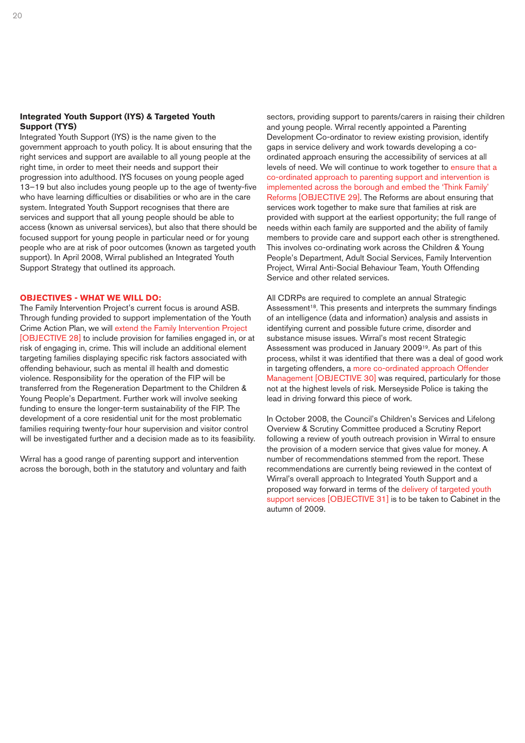**Integrated Youth Support (IYS) & Targeted Youth Support (TYS)**
Integrated Youth Support (IYS) is the name given to the government approach to youth policy. It is about ensuring that the right services and support are available to all young people at the right time, in order to meet their needs and support their progression into adulthood. IYS focuses on young people aged 13–19 but also includes young people up to the age of twenty-five who have learning difficulties or disabilities or who are in the care system. Integrated Youth Support recognises that there are services and support that all young people should be able to access (known as universal services), but also that there should be focused support for young people in particular need or for young people who are at risk of poor outcomes (known as targeted youth support). In April 2008, Wirral published an Integrated Youth Support Strategy that outlined its approach.

## OBJECTIVES - WHAT WE WILL DO:

The Family Intervention Project's current focus is around ASB. Through funding provided to support implementation of the Youth Crime Action Plan, we will extend the Family Intervention Project [OBJECTIVE 28] to include provision for families engaged in, or at risk of engaging in, crime. This will include an additional element targeting families displaying specific risk factors associated with offending behaviour, such as mental ill health and domestic violence. Responsibility for the operation of the FIP will be transferred from the Regeneration Department to the Children & Young People's Department. Further work will involve seeking funding to ensure the longer-term sustainability of the FIP. The development of a core residential unit for the most problematic families requiring twenty-four hour supervision and visitor control will be investigated further and a decision made as to its feasibility.

Wirral has a good range of parenting support and intervention across the borough, both in the statutory and voluntary and faith sectors, providing support to parents/carers in raising their children and young people. Wirral recently appointed a Parenting Development Co-ordinator to review existing provision, identify gaps in service delivery and work towards developing a co-ordinated approach ensuring the accessibility of services at all levels of need. We will continue to work together to ensure that a co-ordinated approach to parenting support and intervention is implemented across the borough and embed the 'Think Family' Reforms [OBJECTIVE 29]. The Reforms are about ensuring that services work together to make sure that families at risk are provided with support at the earliest opportunity; the full range of needs within each family are supported and the ability of family members to provide care and support each other is strengthened. This involves co-ordinating work across the Children & Young People's Department, Adult Social Services, Family Intervention Project, Wirral Anti-Social Behaviour Team, Youth Offending Service and other related services.

All CDRPs are required to complete an annual Strategic Assessment[18]. This presents and interprets the summary findings of an intelligence (data and information) analysis and assists in identifying current and possible future crime, disorder and substance misuse issues. Wirral's most recent Strategic Assessment was produced in January 2009[19]. As part of this process, whilst it was identified that there was a deal of good work in targeting offenders, a more co-ordinated approach Offender Management [OBJECTIVE 30] was required, particularly for those not at the highest levels of risk. Merseyside Police is taking the lead in driving forward this piece of work.

In October 2008, the Council's Children's Services and Lifelong Overview & Scrutiny Committee produced a Scrutiny Report following a review of youth outreach provision in Wirral to ensure the provision of a modern service that gives value for money. A number of recommendations stemmed from the report. These recommendations are currently being reviewed in the context of Wirral's overall approach to Integrated Youth Support and a proposed way forward in terms of the delivery of targeted youth support services [OBJECTIVE 31] is to be taken to Cabinet in the autumn of 2009.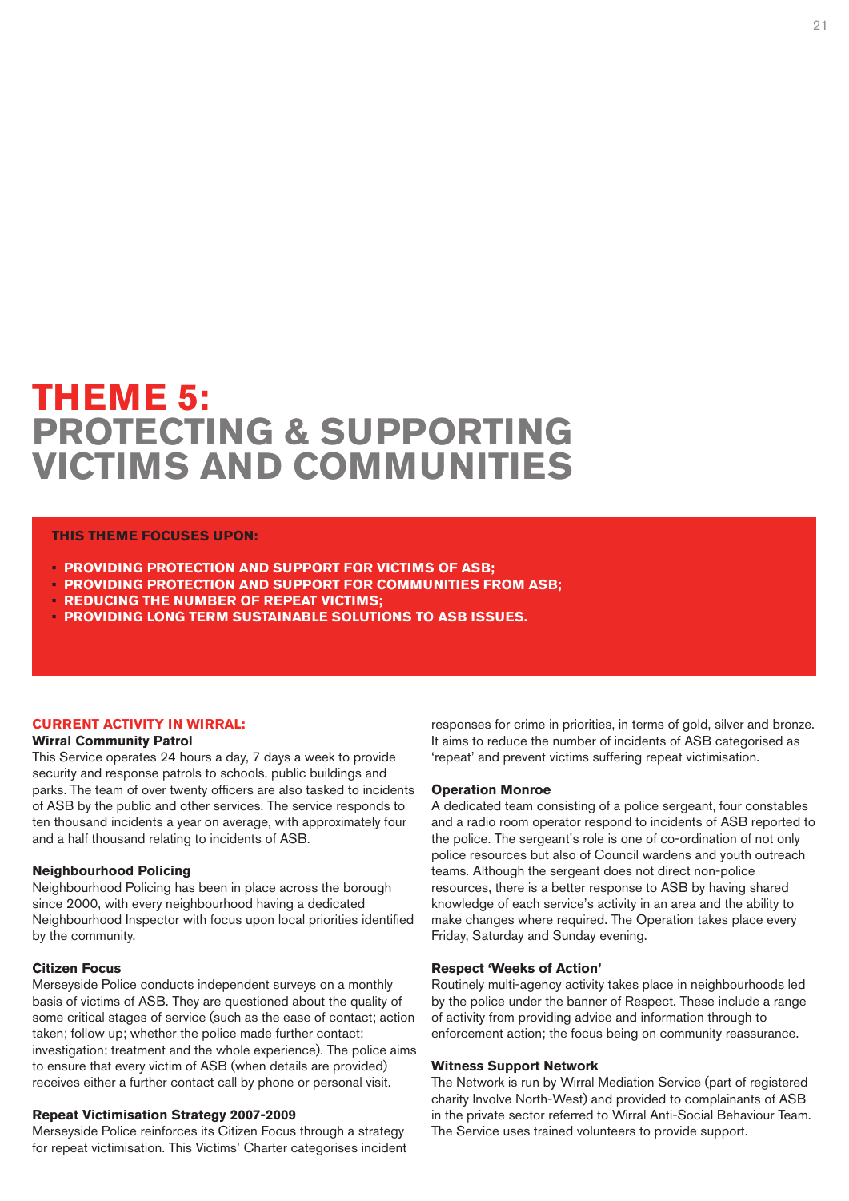# THEME 5: PROTECTING & SUPPORTING VICTIMS AND COMMUNITIES

**THIS THEME FOCUSES UPON:**

- **PROVIDING PROTECTION AND SUPPORT FOR VICTIMS OF ASB;**
- **PROVIDING PROTECTION AND SUPPORT FOR COMMUNITIES FROM ASB;**
- **REDUCING THE NUMBER OF REPEAT VICTIMS;**
- **PROVIDING LONG TERM SUSTAINABLE SOLUTIONS TO ASB ISSUES.**

## CURRENT ACTIVITY IN WIRRAL:

### Wirral Community Patrol

This Service operates 24 hours a day, 7 days a week to provide security and response patrols to schools, public buildings and parks. The team of over twenty officers are also tasked to incidents of ASB by the public and other services. The service responds to ten thousand incidents a year on average, with approximately four and a half thousand relating to incidents of ASB.

### Neighbourhood Policing

Neighbourhood Policing has been in place across the borough since 2000, with every neighbourhood having a dedicated Neighbourhood Inspector with focus upon local priorities identified by the community.

### Citizen Focus

Merseyside Police conducts independent surveys on a monthly basis of victims of ASB. They are questioned about the quality of some critical stages of service (such as the ease of contact; action taken; follow up; whether the police made further contact; investigation; treatment and the whole experience). The police aims to ensure that every victim of ASB (when details are provided) receives either a further contact call by phone or personal visit.

### Repeat Victimisation Strategy 2007-2009

Merseyside Police reinforces its Citizen Focus through a strategy for repeat victimisation. This Victims' Charter categorises incident responses for crime in priorities, in terms of gold, silver and bronze. It aims to reduce the number of incidents of ASB categorised as 'repeat' and prevent victims suffering repeat victimisation.

### Operation Monroe

A dedicated team consisting of a police sergeant, four constables and a radio room operator respond to incidents of ASB reported to the police. The sergeant's role is one of co-ordination of not only police resources but also of Council wardens and youth outreach teams. Although the sergeant does not direct non-police resources, there is a better response to ASB by having shared knowledge of each service's activity in an area and the ability to make changes where required. The Operation takes place every Friday, Saturday and Sunday evening.

### Respect 'Weeks of Action'

Routinely multi-agency activity takes place in neighbourhoods led by the police under the banner of Respect. These include a range of activity from providing advice and information through to enforcement action; the focus being on community reassurance.

### Witness Support Network

The Network is run by Wirral Mediation Service (part of registered charity Involve North-West) and provided to complainants of ASB in the private sector referred to Wirral Anti-Social Behaviour Team. The Service uses trained volunteers to provide support.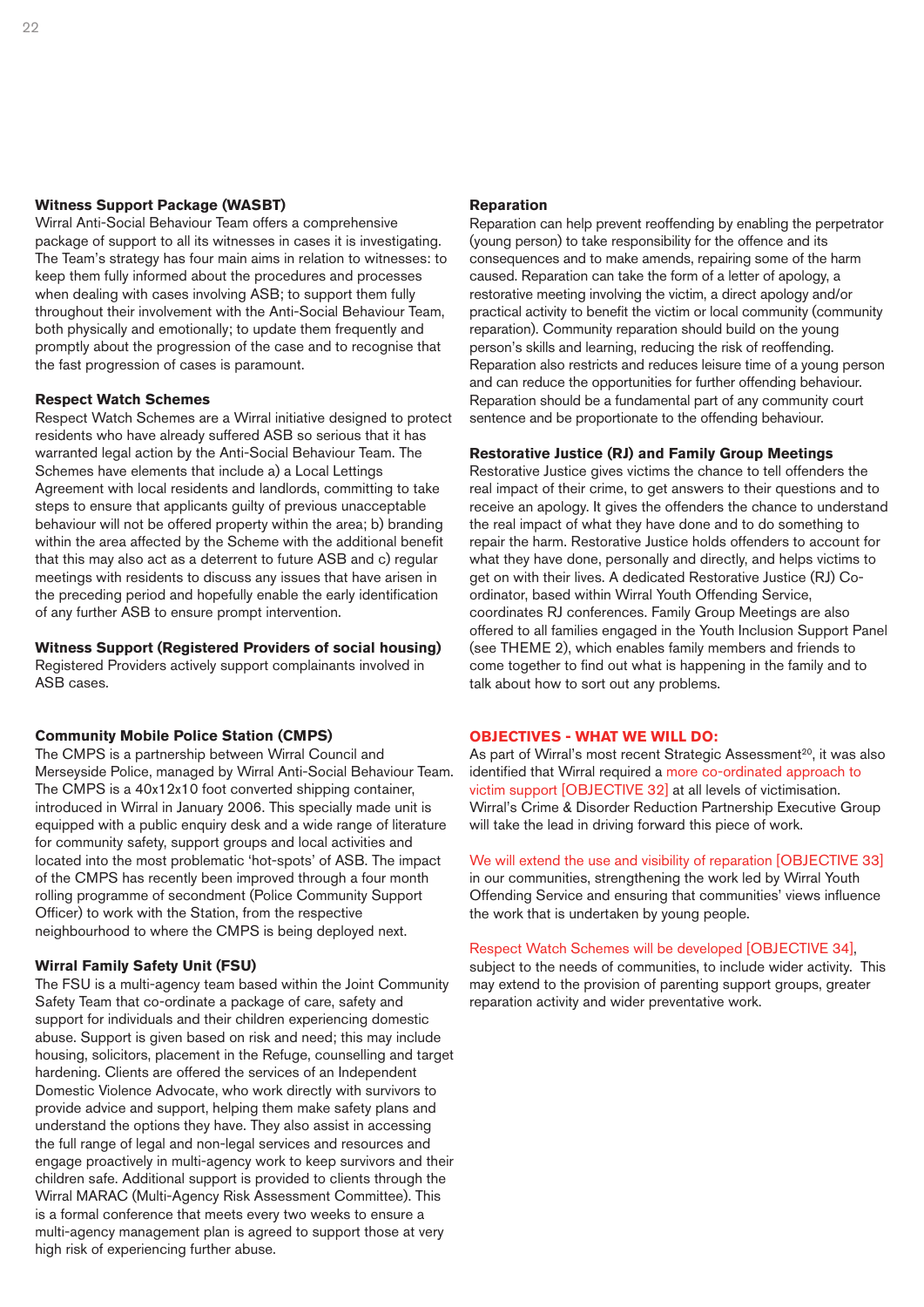### Witness Support Package (WASBT)

Wirral Anti-Social Behaviour Team offers a comprehensive package of support to all its witnesses in cases it is investigating. The Team's strategy has four main aims in relation to witnesses: to keep them fully informed about the procedures and processes when dealing with cases involving ASB; to support them fully throughout their involvement with the Anti-Social Behaviour Team, both physically and emotionally; to update them frequently and promptly about the progression of the case and to recognise that the fast progression of cases is paramount.

### Respect Watch Schemes

Respect Watch Schemes are a Wirral initiative designed to protect residents who have already suffered ASB so serious that it has warranted legal action by the Anti-Social Behaviour Team. The Schemes have elements that include a) a Local Lettings Agreement with local residents and landlords, committing to take steps to ensure that applicants guilty of previous unacceptable behaviour will not be offered property within the area; b) branding within the area affected by the Scheme with the additional benefit that this may also act as a deterrent to future ASB and c) regular meetings with residents to discuss any issues that have arisen in the preceding period and hopefully enable the early identification of any further ASB to ensure prompt intervention.

### Witness Support (Registered Providers of social housing)

Registered Providers actively support complainants involved in ASB cases.

### Community Mobile Police Station (CMPS)

The CMPS is a partnership between Wirral Council and Merseyside Police, managed by Wirral Anti-Social Behaviour Team. The CMPS is a 40x12x10 foot converted shipping container, introduced in Wirral in January 2006. This specially made unit is equipped with a public enquiry desk and a wide range of literature for community safety, support groups and local activities and located into the most problematic 'hot-spots' of ASB. The impact of the CMPS has recently been improved through a four month rolling programme of secondment (Police Community Support Officer) to work with the Station, from the respective neighbourhood to where the CMPS is being deployed next.

### Wirral Family Safety Unit (FSU)

The FSU is a multi-agency team based within the Joint Community Safety Team that co-ordinate a package of care, safety and support for individuals and their children experiencing domestic abuse. Support is given based on risk and need; this may include housing, solicitors, placement in the Refuge, counselling and target hardening. Clients are offered the services of an Independent Domestic Violence Advocate, who work directly with survivors to provide advice and support, helping them make safety plans and understand the options they have. They also assist in accessing the full range of legal and non-legal services and resources and engage proactively in multi-agency work to keep survivors and their children safe. Additional support is provided to clients through the Wirral MARAC (Multi-Agency Risk Assessment Committee). This is a formal conference that meets every two weeks to ensure a multi-agency management plan is agreed to support those at very high risk of experiencing further abuse.

### Reparation

Reparation can help prevent reoffending by enabling the perpetrator (young person) to take responsibility for the offence and its consequences and to make amends, repairing some of the harm caused. Reparation can take the form of a letter of apology, a restorative meeting involving the victim, a direct apology and/or practical activity to benefit the victim or local community (community reparation). Community reparation should build on the young person's skills and learning, reducing the risk of reoffending. Reparation also restricts and reduces leisure time of a young person and can reduce the opportunities for further offending behaviour. Reparation should be a fundamental part of any community court sentence and be proportionate to the offending behaviour.

### Restorative Justice (RJ) and Family Group Meetings

Restorative Justice gives victims the chance to tell offenders the real impact of their crime, to get answers to their questions and to receive an apology. It gives the offenders the chance to understand the real impact of what they have done and to do something to repair the harm. Restorative Justice holds offenders to account for what they have done, personally and directly, and helps victims to get on with their lives. A dedicated Restorative Justice (RJ) Co-ordinator, based within Wirral Youth Offending Service, coordinates RJ conferences. Family Group Meetings are also offered to all families engaged in the Youth Inclusion Support Panel (see THEME 2), which enables family members and friends to come together to find out what is happening in the family and to talk about how to sort out any problems.

### OBJECTIVES - WHAT WE WILL DO:

As part of Wirral's most recent Strategic Assessment[20], it was also identified that Wirral required a more co-ordinated approach to victim support [OBJECTIVE 32] at all levels of victimisation. Wirral's Crime & Disorder Reduction Partnership Executive Group will take the lead in driving forward this piece of work.

We will extend the use and visibility of reparation [OBJECTIVE 33] in our communities, strengthening the work led by Wirral Youth Offending Service and ensuring that communities' views influence the work that is undertaken by young people.

Respect Watch Schemes will be developed [OBJECTIVE 34], subject to the needs of communities, to include wider activity. This may extend to the provision of parenting support groups, greater reparation activity and wider preventative work.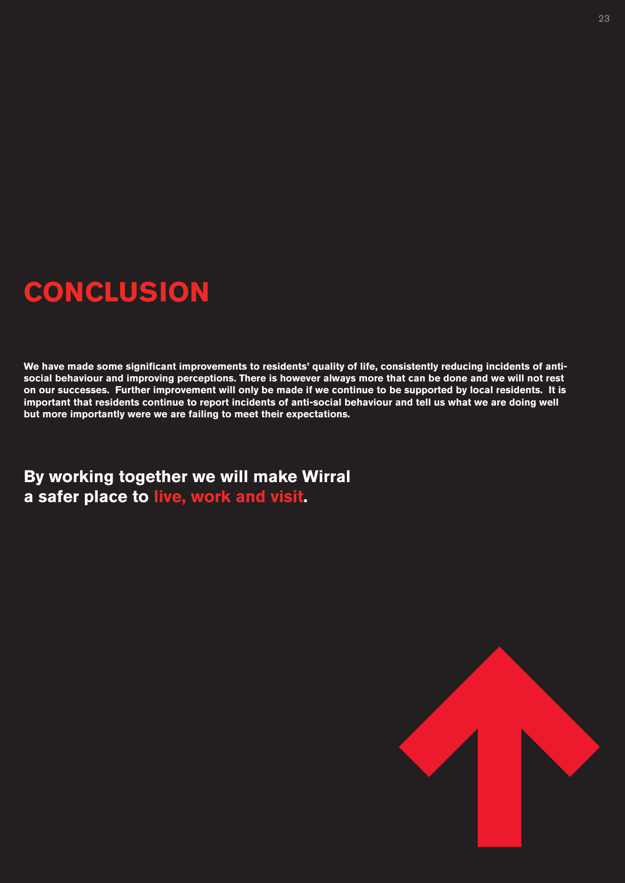# CONCLUSION

**We have made some significant improvements to residents' quality of life, consistently reducing incidents of anti-social behaviour and improving perceptions. There is however always more that can be done and we will not rest on our successes. Further improvement will only be made if we continue to be supported by local residents. It is important that residents continue to report incidents of anti-social behaviour and tell us what we are doing well but more importantly were we are failing to meet their expectations.**

**By working together we will make Wirral a safer place to live, work and visit.**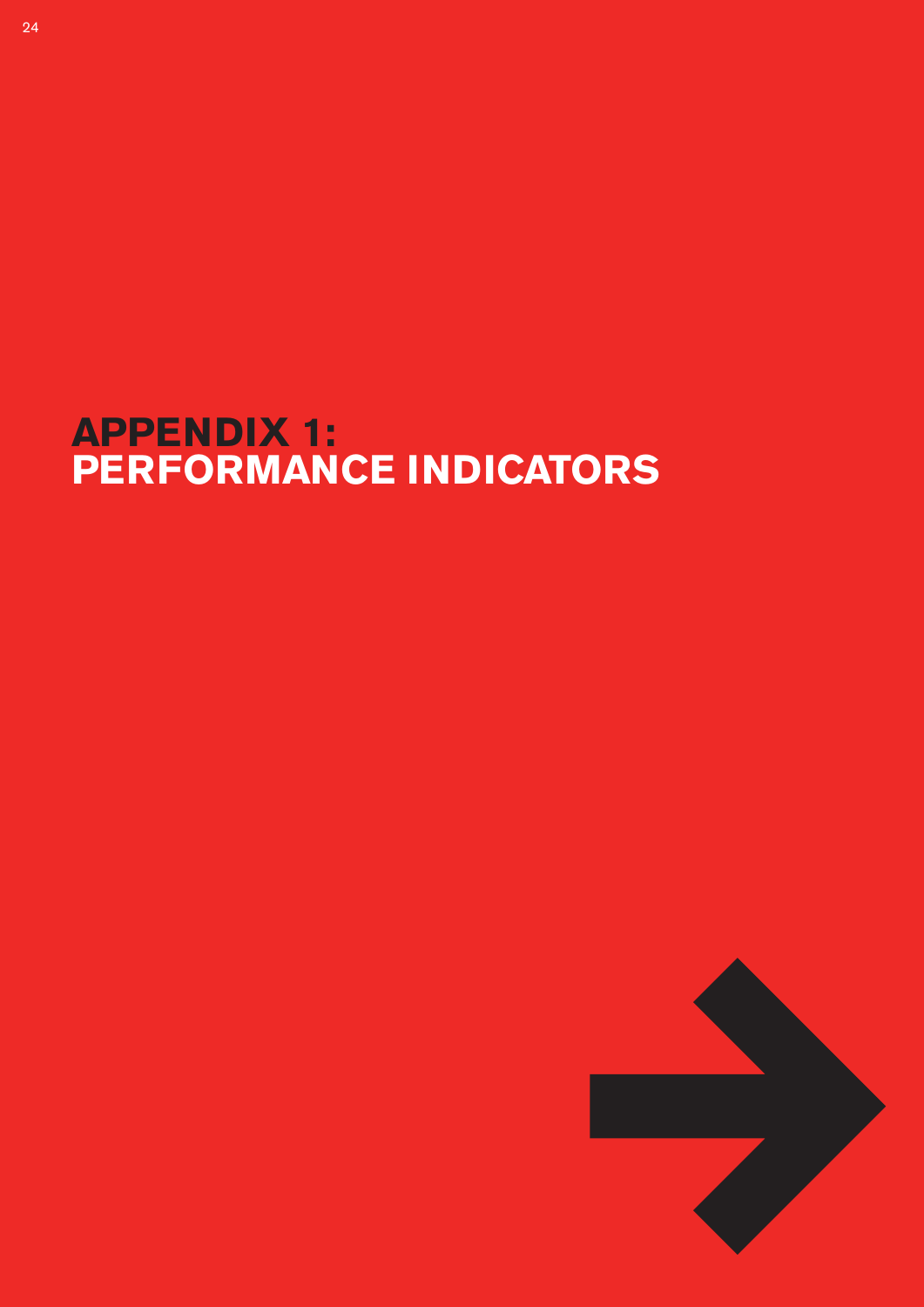# APPENDIX 1: PERFORMANCE INDICATORS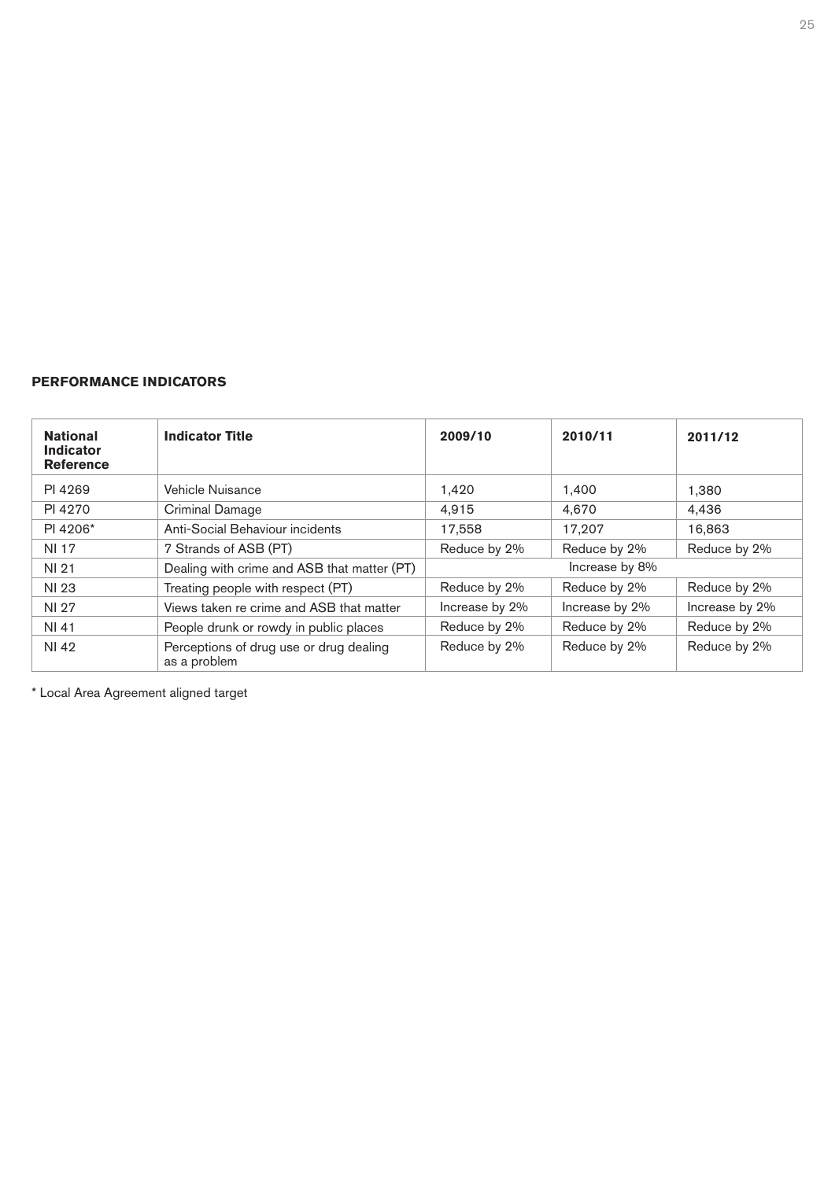## PERFORMANCE INDICATORS

| National Indicator Reference | Indicator Title | 2009/10 | 2010/11 | 2011/12 |
|---|---|---|---|---|
| PI 4269 | Vehicle Nuisance | 1,420 | 1,400 | 1,380 |
| PI 4270 | Criminal Damage | 4,915 | 4,670 | 4,436 |
| PI 4206* | Anti-Social Behaviour incidents | 17,558 | 17,207 | 16,863 |
| NI 17 | 7 Strands of ASB (PT) | Reduce by 2% | Reduce by 2% | Reduce by 2% |
| NI 21 | Dealing with crime and ASB that matter (PT) | Increase by 8% | | |
| NI 23 | Treating people with respect (PT) | Reduce by 2% | Reduce by 2% | Reduce by 2% |
| NI 27 | Views taken re crime and ASB that matter | Increase by 2% | Increase by 2% | Increase by 2% |
| NI 41 | People drunk or rowdy in public places | Reduce by 2% | Reduce by 2% | Reduce by 2% |
| NI 42 | Perceptions of drug use or drug dealing as a problem | Reduce by 2% | Reduce by 2% | Reduce by 2% |

* Local Area Agreement aligned target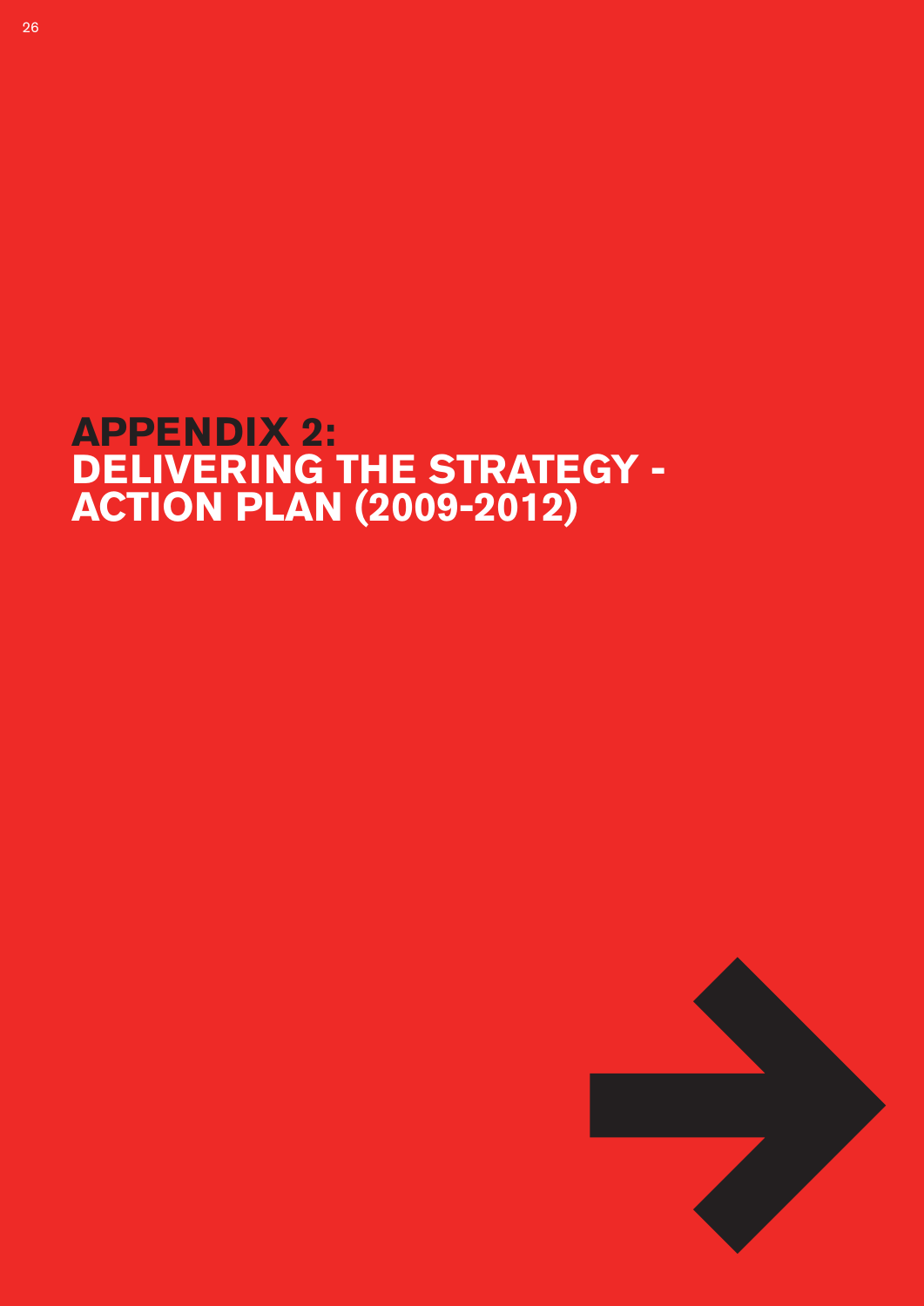# APPENDIX 2: DELIVERING THE STRATEGY - ACTION PLAN (2009-2012)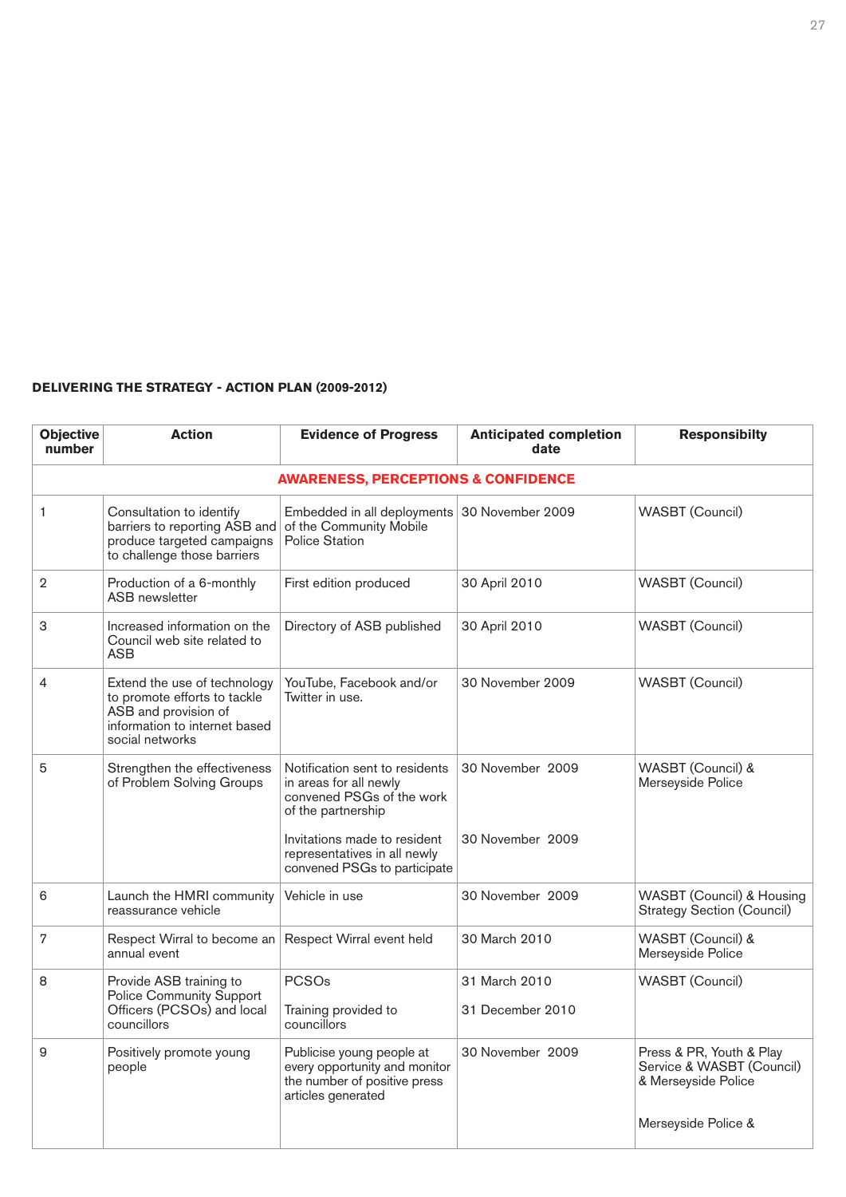**DELIVERING THE STRATEGY - ACTION PLAN (2009-2012)**

| Objective number | Action | Evidence of Progress | Anticipated completion date | Responsibilty |
|---|---|---|---|---|
| **AWARENESS, PERCEPTIONS & CONFIDENCE** | | | | |
| 1 | Consultation to identify barriers to reporting ASB and produce targeted campaigns to challenge those barriers | Embedded in all deployments of the Community Mobile Police Station | 30 November 2009 | WASBT (Council) |
| 2 | Production of a 6-monthly ASB newsletter | First edition produced | 30 April 2010 | WASBT (Council) |
| 3 | Increased information on the Council web site related to ASB | Directory of ASB published | 30 April 2010 | WASBT (Council) |
| 4 | Extend the use of technology to promote efforts to tackle ASB and provision of information to internet based social networks | YouTube, Facebook and/or Twitter in use. | 30 November 2009 | WASBT (Council) |
| 5 | Strengthen the effectiveness of Problem Solving Groups | Notification sent to residents in areas for all newly convened PSGs of the work of the partnership<br><br>Invitations made to resident representatives in all newly convened PSGs to participate | 30 November 2009<br><br>30 November 2009 | WASBT (Council) & Merseyside Police |
| 6 | Launch the HMRI community reassurance vehicle | Vehicle in use | 30 November 2009 | WASBT (Council) & Housing Strategy Section (Council) |
| 7 | Respect Wirral to become an annual event | Respect Wirral event held | 30 March 2010 | WASBT (Council) & Merseyside Police |
| 8 | Provide ASB training to Police Community Support Officers (PCSOs) and local councillors | PCSOs<br><br>Training provided to councillors | 31 March 2010<br><br>31 December 2010 | WASBT (Council) |
| 9 | Positively promote young people | Publicise young people at every opportunity and monitor the number of positive press articles generated | 30 November 2009 | Press & PR, Youth & Play Service & WASBT (Council) & Merseyside Police<br><br>Merseyside Police & |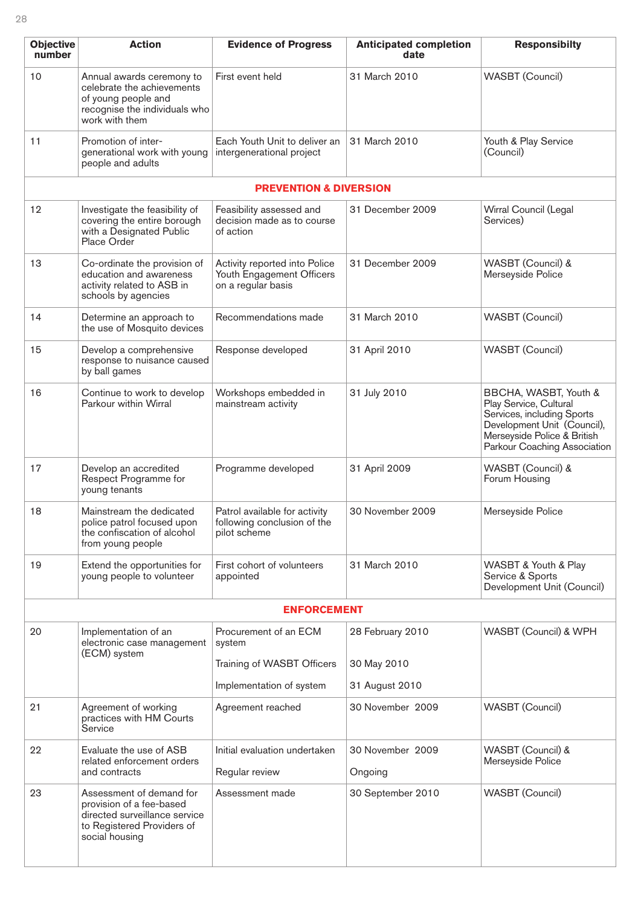| Objective number | Action | Evidence of Progress | Anticipated completion date | Responsibilty |
|---|---|---|---|---|
| 10 | Annual awards ceremony to celebrate the achievements of young people and recognise the individuals who work with them | First event held | 31 March 2010 | WASBT (Council) |
| 11 | Promotion of inter-generational work with young people and adults | Each Youth Unit to deliver an intergenerational project | 31 March 2010 | Youth & Play Service (Council) |
| **PREVENTION & DIVERSION** | | | | |
| 12 | Investigate the feasibility of covering the entire borough with a Designated Public Place Order | Feasibility assessed and decision made as to course of action | 31 December 2009 | Wirral Council (Legal Services) |
| 13 | Co-ordinate the provision of education and awareness activity related to ASB in schools by agencies | Activity reported into Police Youth Engagement Officers on a regular basis | 31 December 2009 | WASBT (Council) & Merseyside Police |
| 14 | Determine an approach to the use of Mosquito devices | Recommendations made | 31 March 2010 | WASBT (Council) |
| 15 | Develop a comprehensive response to nuisance caused by ball games | Response developed | 31 April 2010 | WASBT (Council) |
| 16 | Continue to work to develop Parkour within Wirral | Workshops embedded in mainstream activity | 31 July 2010 | BBCHA, WASBT, Youth & Play Service, Cultural Services, including Sports Development Unit (Council), Merseyside Police & British Parkour Coaching Association |
| 17 | Develop an accredited Respect Programme for young tenants | Programme developed | 31 April 2009 | WASBT (Council) & Forum Housing |
| 18 | Mainstream the dedicated police patrol focused upon the confiscation of alcohol from young people | Patrol available for activity following conclusion of the pilot scheme | 30 November 2009 | Merseyside Police |
| 19 | Extend the opportunities for young people to volunteer | First cohort of volunteers appointed | 31 March 2010 | WASBT & Youth & Play Service & Sports Development Unit (Council) |
| **ENFORCEMENT** | | | | |
| 20 | Implementation of an electronic case management (ECM) system | Procurement of an ECM system<br><br>Training of WASBT Officers<br><br>Implementation of system | 28 February 2010<br><br>30 May 2010<br><br>31 August 2010 | WASBT (Council) & WPH |
| 21 | Agreement of working practices with HM Courts Service | Agreement reached | 30 November 2009 | WASBT (Council) |
| 22 | Evaluate the use of ASB related enforcement orders and contracts | Initial evaluation undertaken<br><br>Regular review | 30 November 2009<br><br>Ongoing | WASBT (Council) & Merseyside Police |
| 23 | Assessment of demand for provision of a fee-based directed surveillance service to Registered Providers of social housing | Assessment made | 30 September 2010 | WASBT (Council) |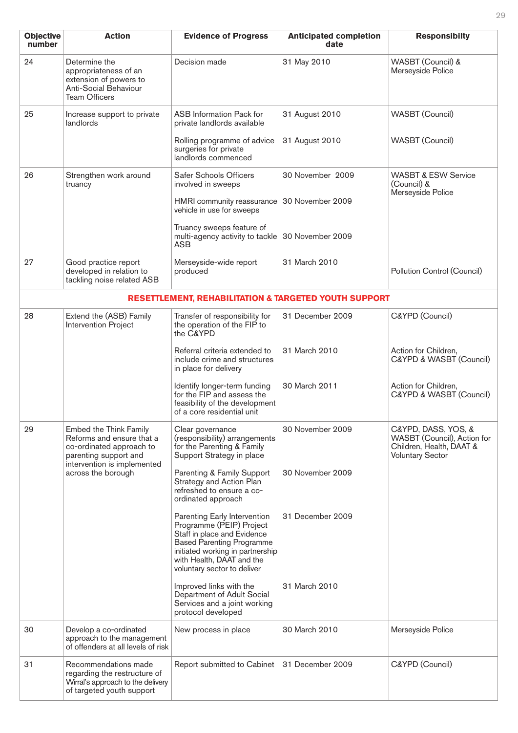| Objective number | Action | Evidence of Progress | Anticipated completion date | Responsibilty |
|---|---|---|---|---|
| 24 | Determine the appropriateness of an extension of powers to Anti-Social Behaviour Team Officers | Decision made | 31 May 2010 | WASBT (Council) & Merseyside Police |
| 25 | Increase support to private landlords | ASB Information Pack for private landlords available | 31 August 2010 | WASBT (Council) |
| | | Rolling programme of advice surgeries for private landlords commenced | 31 August 2010 | WASBT (Council) |
| 26 | Strengthen work around truancy | Safer Schools Officers involved in sweeps | 30 November 2009 | WASBT & ESW Service (Council) & Merseyside Police |
| | | HMRI community reassurance vehicle in use for sweeps | 30 November 2009 | |
| | | Truancy sweeps feature of multi-agency activity to tackle ASB | 30 November 2009 | |
| 27 | Good practice report developed in relation to tackling noise related ASB | Merseyside-wide report produced | 31 March 2010 | Pollution Control (Council) |
| **RESETTLEMENT, REHABILITATION & TARGETED YOUTH SUPPORT** | | | | |
| 28 | Extend the (ASB) Family Intervention Project | Transfer of responsibility for the operation of the FIP to the C&YPD | 31 December 2009 | C&YPD (Council) |
| | | Referral criteria extended to include crime and structures in place for delivery | 31 March 2010 | Action for Children, C&YPD & WASBT (Council) |
| | | Identify longer-term funding for the FIP and assess the feasibility of the development of a core residential unit | 30 March 2011 | Action for Children, C&YPD & WASBT (Council) |
| 29 | Embed the Think Family Reforms and ensure that a co-ordinated approach to parenting support and intervention is implemented across the borough | Clear governance (responsibility) arrangements for the Parenting & Family Support Strategy in place | 30 November 2009 | C&YPD, DASS, YOS, & WASBT (Council), Action for Children, Health, DAAT & Voluntary Sector |
| | | Parenting & Family Support Strategy and Action Plan refreshed to ensure a co-ordinated approach | 30 November 2009 | |
| | | Parenting Early Intervention Programme (PEIP) Project Staff in place and Evidence Based Parenting Programme initiated working in partnership with Health, DAAT and the voluntary sector to deliver | 31 December 2009 | |
| | | Improved links with the Department of Adult Social Services and a joint working protocol developed | 31 March 2010 | |
| 30 | Develop a co-ordinated approach to the management of offenders at all levels of risk | New process in place | 30 March 2010 | Merseyside Police |
| 31 | Recommendations made regarding the restructure of Wirral's approach to the delivery of targeted youth support | Report submitted to Cabinet | 31 December 2009 | C&YPD (Council) |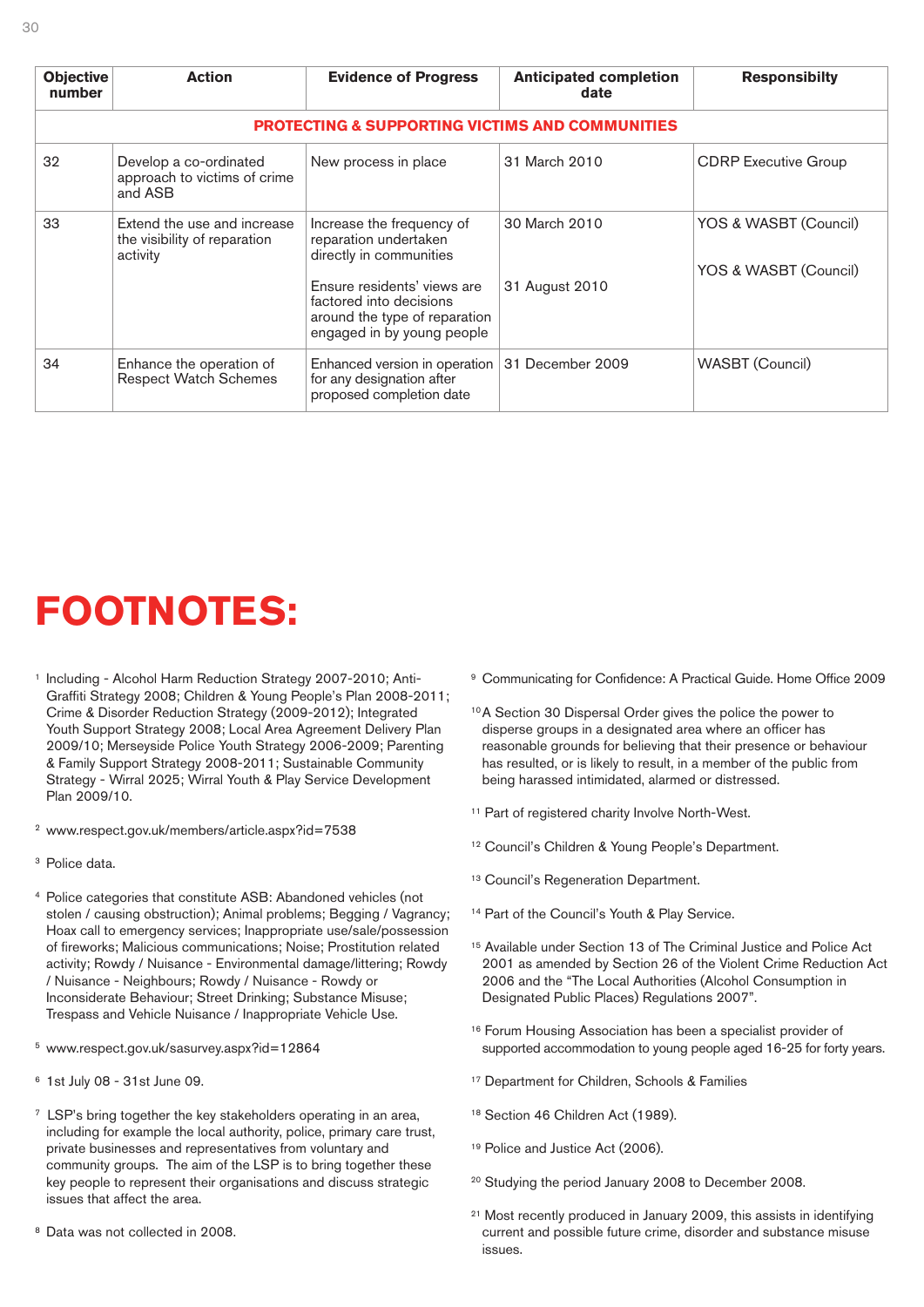| Objective number | Action | Evidence of Progress | Anticipated completion date | Responsibilty |
|---|---|---|---|---|
| **PROTECTING & SUPPORTING VICTIMS AND COMMUNITIES** | | | | |
| 32 | Develop a co-ordinated approach to victims of crime and ASB | New process in place | 31 March 2010 | CDRP Executive Group |
| 33 | Extend the use and increase the visibility of reparation activity | Increase the frequency of reparation undertaken directly in communities<br><br>Ensure residents' views are factored into decisions around the type of reparation engaged in by young people | 30 March 2010<br><br>31 August 2010 | YOS & WASBT (Council)<br><br>YOS & WASBT (Council) |
| 34 | Enhance the operation of Respect Watch Schemes | Enhanced version in operation for any designation after proposed completion date | 31 December 2009 | WASBT (Council) |

# FOOTNOTES:

[1] Including - Alcohol Harm Reduction Strategy 2007-2010; Anti-Graffiti Strategy 2008; Children & Young People's Plan 2008-2011; Crime & Disorder Reduction Strategy (2009-2012); Integrated Youth Support Strategy 2008; Local Area Agreement Delivery Plan 2009/10; Merseyside Police Youth Strategy 2006-2009; Parenting & Family Support Strategy 2008-2011; Sustainable Community Strategy - Wirral 2025; Wirral Youth & Play Service Development Plan 2009/10.

[2] www.respect.gov.uk/members/article.aspx?id=7538

[3] Police data.

[4] Police categories that constitute ASB: Abandoned vehicles (not stolen / causing obstruction); Animal problems; Begging / Vagrancy; Hoax call to emergency services; Inappropriate use/sale/possession of fireworks; Malicious communications; Noise; Prostitution related activity; Rowdy / Nuisance - Environmental damage/littering; Rowdy / Nuisance - Neighbours; Rowdy / Nuisance - Rowdy or Inconsiderate Behaviour; Street Drinking; Substance Misuse; Trespass and Vehicle Nuisance / Inappropriate Vehicle Use.

[5] www.respect.gov.uk/sasurvey.aspx?id=12864

[6] 1st July 08 - 31st June 09.

[7] LSP's bring together the key stakeholders operating in an area, including for example the local authority, police, primary care trust, private businesses and representatives from voluntary and community groups. The aim of the LSP is to bring together these key people to represent their organisations and discuss strategic issues that affect the area.

[8] Data was not collected in 2008.

[9] Communicating for Confidence: A Practical Guide. Home Office 2009

[10] A Section 30 Dispersal Order gives the police the power to disperse groups in a designated area where an officer has reasonable grounds for believing that their presence or behaviour has resulted, or is likely to result, in a member of the public from being harassed intimidated, alarmed or distressed.

[11] Part of registered charity Involve North-West.

[12] Council's Children & Young People's Department.

[13] Council's Regeneration Department.

[14] Part of the Council's Youth & Play Service.

[15] Available under Section 13 of The Criminal Justice and Police Act 2001 as amended by Section 26 of the Violent Crime Reduction Act 2006 and the "The Local Authorities (Alcohol Consumption in Designated Public Places) Regulations 2007".

[16] Forum Housing Association has been a specialist provider of supported accommodation to young people aged 16-25 for forty years.

[17] Department for Children, Schools & Families

[18] Section 46 Children Act (1989).

[19] Police and Justice Act (2006).

[20] Studying the period January 2008 to December 2008.

[21] Most recently produced in January 2009, this assists in identifying current and possible future crime, disorder and substance misuse issues.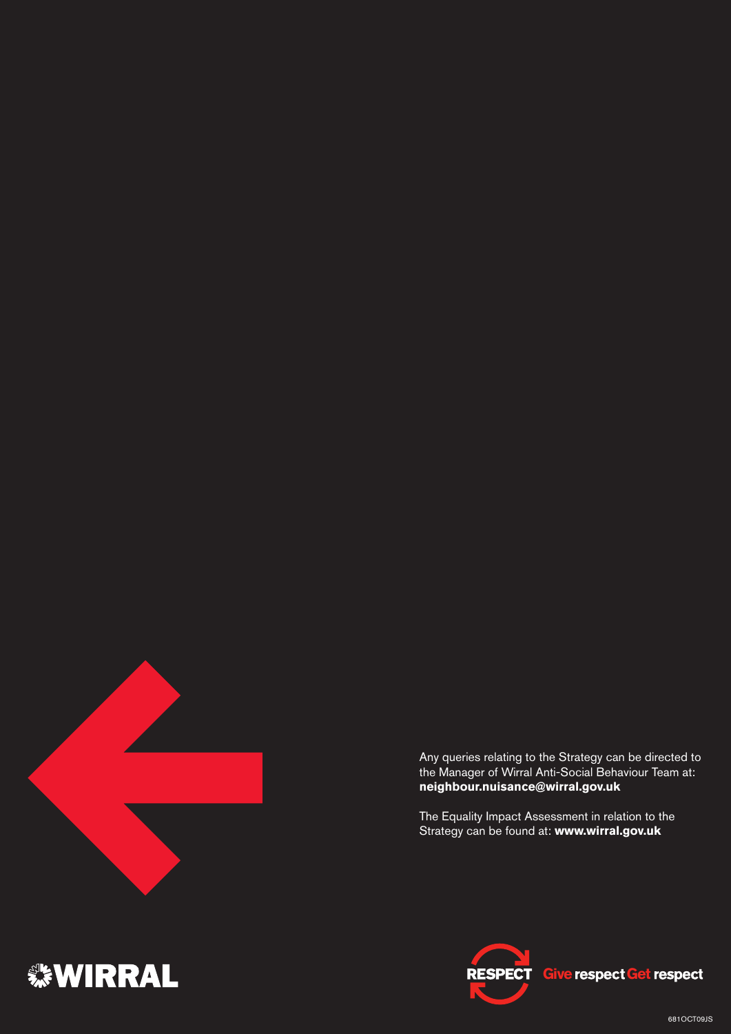Any queries relating to the Strategy can be directed to the Manager of Wirral Anti-Social Behaviour Team at: **neighbour.nuisance@wirral.gov.uk**

The Equality Impact Assessment in relation to the Strategy can be found at: **www.wirral.gov.uk**

WIRRAL

RESPECT **Give respect Get respect**

681OCT09JS